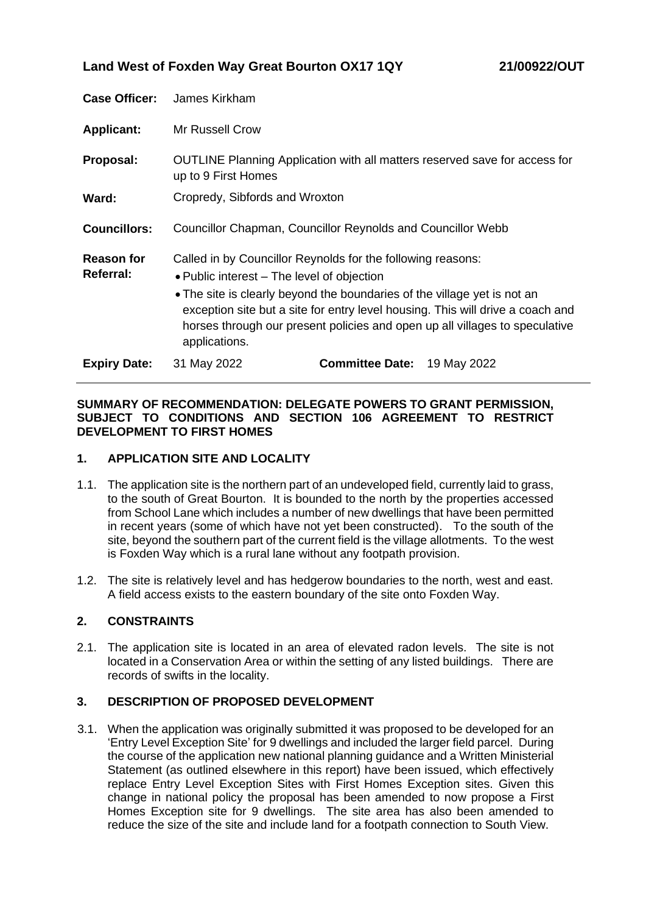**Land West of Foxden Way Great Bourton OX17 1QY** **21/00922/OUT**

| | |
|---|---|
| **Case Officer:** | James Kirkham |
| **Applicant:** | Mr Russell Crow |
| **Proposal:** | OUTLINE Planning Application with all matters reserved save for access for up to 9 First Homes |
| **Ward:** | Cropredy, Sibfords and Wroxton |
| **Councillors:** | Councillor Chapman, Councillor Reynolds and Councillor Webb |
| **Reason for Referral:** | Called in by Councillor Reynolds for the following reasons: • Public interest – The level of objection • The site is clearly beyond the boundaries of the village yet is not an exception site but a site for entry level housing. This will drive a coach and horses through our present policies and open up all villages to speculative applications. |
| **Expiry Date:** | 31 May 2022 **Committee Date:** 19 May 2022 |

**SUMMARY OF RECOMMENDATION: DELEGATE POWERS TO GRANT PERMISSION, SUBJECT TO CONDITIONS AND SECTION 106 AGREEMENT TO RESTRICT DEVELOPMENT TO FIRST HOMES**

## 1. APPLICATION SITE AND LOCALITY

1.1. The application site is the northern part of an undeveloped field, currently laid to grass, to the south of Great Bourton. It is bounded to the north by the properties accessed from School Lane which includes a number of new dwellings that have been permitted in recent years (some of which have not yet been constructed). To the south of the site, beyond the southern part of the current field is the village allotments. To the west is Foxden Way which is a rural lane without any footpath provision.

1.2. The site is relatively level and has hedgerow boundaries to the north, west and east. A field access exists to the eastern boundary of the site onto Foxden Way.

## 2. CONSTRAINTS

2.1. The application site is located in an area of elevated radon levels. The site is not located in a Conservation Area or within the setting of any listed buildings. There are records of swifts in the locality.

## 3. DESCRIPTION OF PROPOSED DEVELOPMENT

3.1. When the application was originally submitted it was proposed to be developed for an 'Entry Level Exception Site' for 9 dwellings and included the larger field parcel. During the course of the application new national planning guidance and a Written Ministerial Statement (as outlined elsewhere in this report) have been issued, which effectively replace Entry Level Exception Sites with First Homes Exception sites. Given this change in national policy the proposal has been amended to now propose a First Homes Exception site for 9 dwellings. The site area has also been amended to reduce the size of the site and include land for a footpath connection to South View.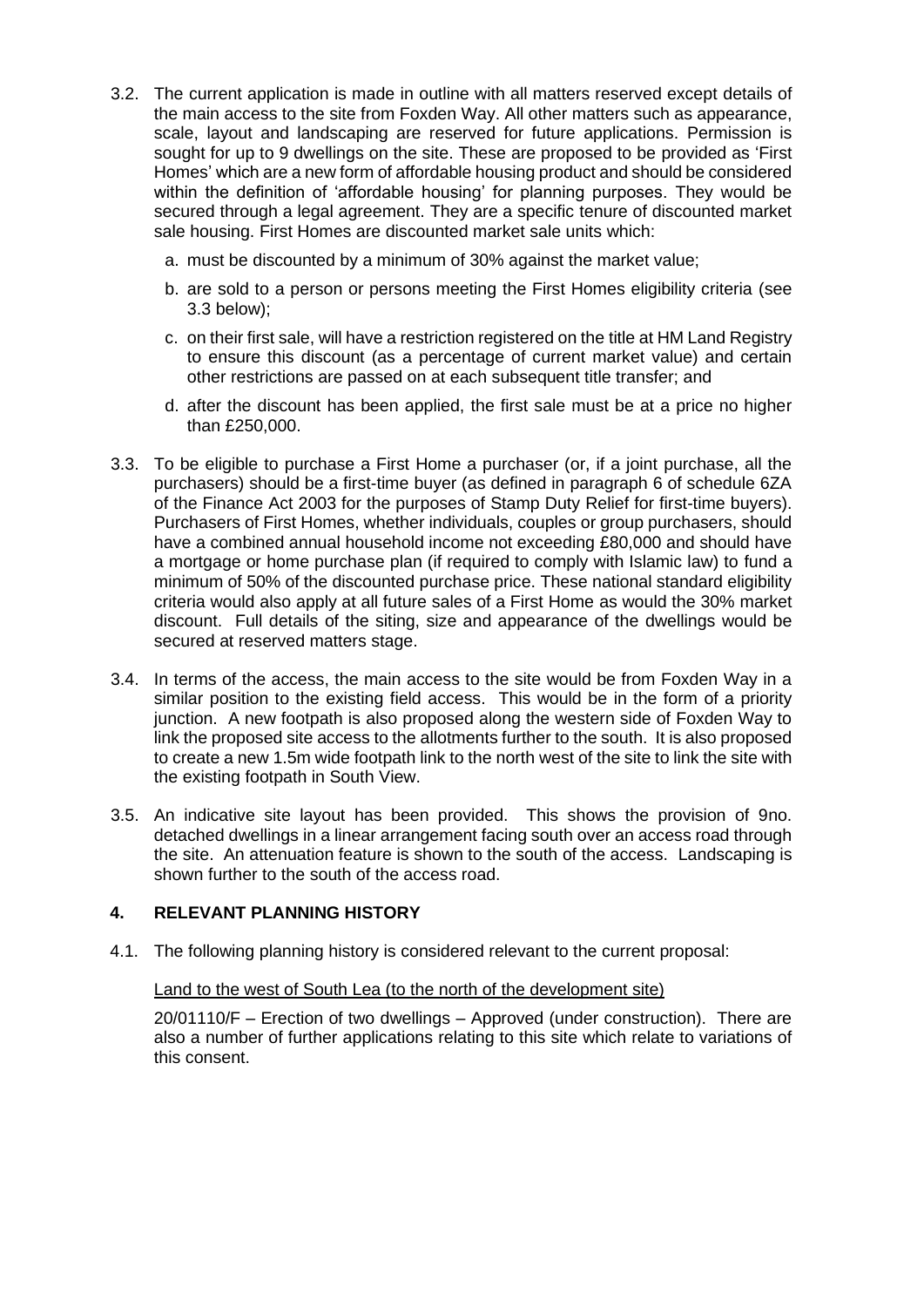3.2. The current application is made in outline with all matters reserved except details of the main access to the site from Foxden Way. All other matters such as appearance, scale, layout and landscaping are reserved for future applications. Permission is sought for up to 9 dwellings on the site. These are proposed to be provided as 'First Homes' which are a new form of affordable housing product and should be considered within the definition of 'affordable housing' for planning purposes. They would be secured through a legal agreement. They are a specific tenure of discounted market sale housing. First Homes are discounted market sale units which:

a. must be discounted by a minimum of 30% against the market value;

b. are sold to a person or persons meeting the First Homes eligibility criteria (see 3.3 below);

c. on their first sale, will have a restriction registered on the title at HM Land Registry to ensure this discount (as a percentage of current market value) and certain other restrictions are passed on at each subsequent title transfer; and

d. after the discount has been applied, the first sale must be at a price no higher than £250,000.

3.3. To be eligible to purchase a First Home a purchaser (or, if a joint purchase, all the purchasers) should be a first-time buyer (as defined in paragraph 6 of schedule 6ZA of the Finance Act 2003 for the purposes of Stamp Duty Relief for first-time buyers). Purchasers of First Homes, whether individuals, couples or group purchasers, should have a combined annual household income not exceeding £80,000 and should have a mortgage or home purchase plan (if required to comply with Islamic law) to fund a minimum of 50% of the discounted purchase price. These national standard eligibility criteria would also apply at all future sales of a First Home as would the 30% market discount. Full details of the siting, size and appearance of the dwellings would be secured at reserved matters stage.

3.4. In terms of the access, the main access to the site would be from Foxden Way in a similar position to the existing field access. This would be in the form of a priority junction. A new footpath is also proposed along the western side of Foxden Way to link the proposed site access to the allotments further to the south. It is also proposed to create a new 1.5m wide footpath link to the north west of the site to link the site with the existing footpath in South View.

3.5. An indicative site layout has been provided. This shows the provision of 9no. detached dwellings in a linear arrangement facing south over an access road through the site. An attenuation feature is shown to the south of the access. Landscaping is shown further to the south of the access road.

## 4. RELEVANT PLANNING HISTORY

4.1. The following planning history is considered relevant to the current proposal:

Land to the west of South Lea (to the north of the development site)

20/01110/F – Erection of two dwellings – Approved (under construction). There are also a number of further applications relating to this site which relate to variations of this consent.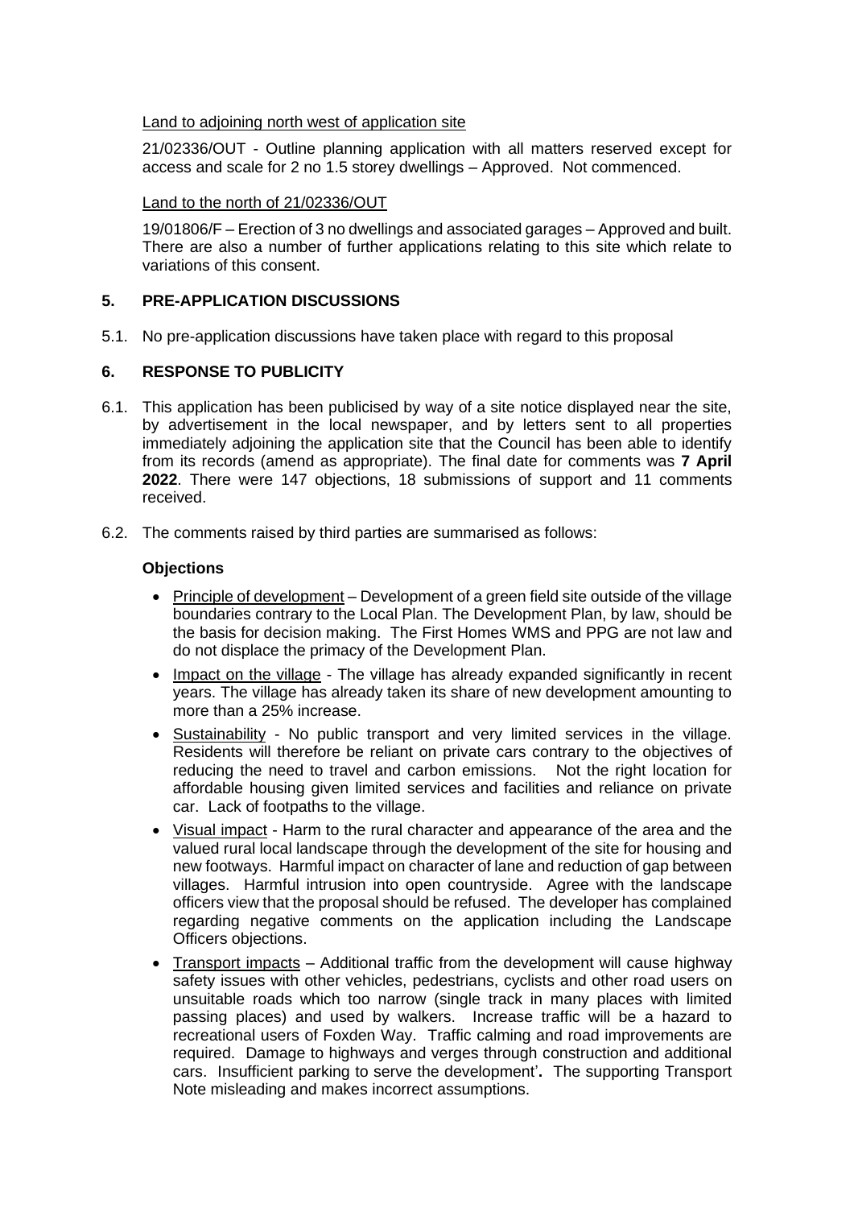Land to adjoining north west of application site

21/02336/OUT - Outline planning application with all matters reserved except for access and scale for 2 no 1.5 storey dwellings – Approved. Not commenced.

Land to the north of 21/02336/OUT

19/01806/F – Erection of 3 no dwellings and associated garages – Approved and built. There are also a number of further applications relating to this site which relate to variations of this consent.

## 5. PRE-APPLICATION DISCUSSIONS

5.1. No pre-application discussions have taken place with regard to this proposal

## 6. RESPONSE TO PUBLICITY

6.1. This application has been publicised by way of a site notice displayed near the site, by advertisement in the local newspaper, and by letters sent to all properties immediately adjoining the application site that the Council has been able to identify from its records (amend as appropriate). The final date for comments was **7 April 2022**. There were 147 objections, 18 submissions of support and 11 comments received.

6.2. The comments raised by third parties are summarised as follows:

**Objections**

- Principle of development – Development of a green field site outside of the village boundaries contrary to the Local Plan. The Development Plan, by law, should be the basis for decision making. The First Homes WMS and PPG are not law and do not displace the primacy of the Development Plan.
- Impact on the village - The village has already expanded significantly in recent years. The village has already taken its share of new development amounting to more than a 25% increase.
- Sustainability - No public transport and very limited services in the village. Residents will therefore be reliant on private cars contrary to the objectives of reducing the need to travel and carbon emissions. Not the right location for affordable housing given limited services and facilities and reliance on private car. Lack of footpaths to the village.
- Visual impact - Harm to the rural character and appearance of the area and the valued rural local landscape through the development of the site for housing and new footways. Harmful impact on character of lane and reduction of gap between villages. Harmful intrusion into open countryside. Agree with the landscape officers view that the proposal should be refused. The developer has complained regarding negative comments on the application including the Landscape Officers objections.
- Transport impacts – Additional traffic from the development will cause highway safety issues with other vehicles, pedestrians, cyclists and other road users on unsuitable roads which too narrow (single track in many places with limited passing places) and used by walkers. Increase traffic will be a hazard to recreational users of Foxden Way. Traffic calming and road improvements are required. Damage to highways and verges through construction and additional cars. Insufficient parking to serve the development'**.** The supporting Transport Note misleading and makes incorrect assumptions.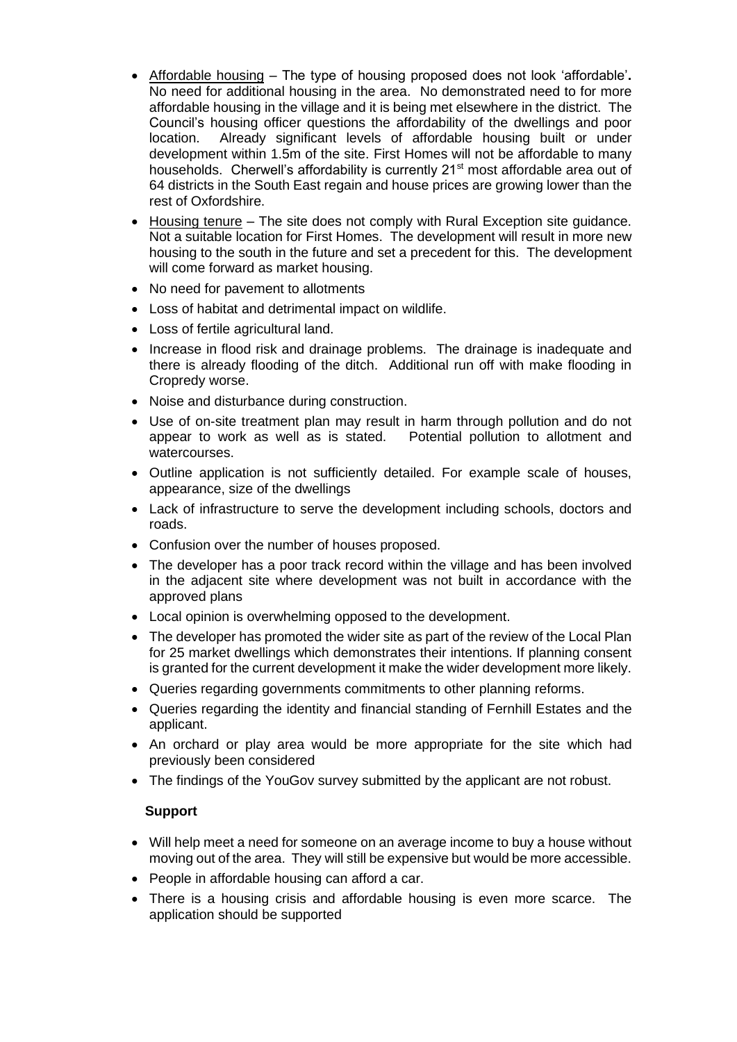- Affordable housing – The type of housing proposed does not look 'affordable'**.** No need for additional housing in the area. No demonstrated need to for more affordable housing in the village and it is being met elsewhere in the district. The Council's housing officer questions the affordability of the dwellings and poor location. Already significant levels of affordable housing built or under development within 1.5m of the site. First Homes will not be affordable to many households. Cherwell's affordability is currently 21st most affordable area out of 64 districts in the South East regain and house prices are growing lower than the rest of Oxfordshire.
- Housing tenure – The site does not comply with Rural Exception site guidance. Not a suitable location for First Homes. The development will result in more new housing to the south in the future and set a precedent for this. The development will come forward as market housing.
- No need for pavement to allotments
- Loss of habitat and detrimental impact on wildlife.
- Loss of fertile agricultural land.
- Increase in flood risk and drainage problems. The drainage is inadequate and there is already flooding of the ditch. Additional run off with make flooding in Cropredy worse.
- Noise and disturbance during construction.
- Use of on-site treatment plan may result in harm through pollution and do not appear to work as well as is stated. Potential pollution to allotment and watercourses.
- Outline application is not sufficiently detailed. For example scale of houses, appearance, size of the dwellings
- Lack of infrastructure to serve the development including schools, doctors and roads.
- Confusion over the number of houses proposed.
- The developer has a poor track record within the village and has been involved in the adjacent site where development was not built in accordance with the approved plans
- Local opinion is overwhelming opposed to the development.
- The developer has promoted the wider site as part of the review of the Local Plan for 25 market dwellings which demonstrates their intentions. If planning consent is granted for the current development it make the wider development more likely.
- Queries regarding governments commitments to other planning reforms.
- Queries regarding the identity and financial standing of Fernhill Estates and the applicant.
- An orchard or play area would be more appropriate for the site which had previously been considered
- The findings of the YouGov survey submitted by the applicant are not robust.

**Support**

- Will help meet a need for someone on an average income to buy a house without moving out of the area. They will still be expensive but would be more accessible.
- People in affordable housing can afford a car.
- There is a housing crisis and affordable housing is even more scarce. The application should be supported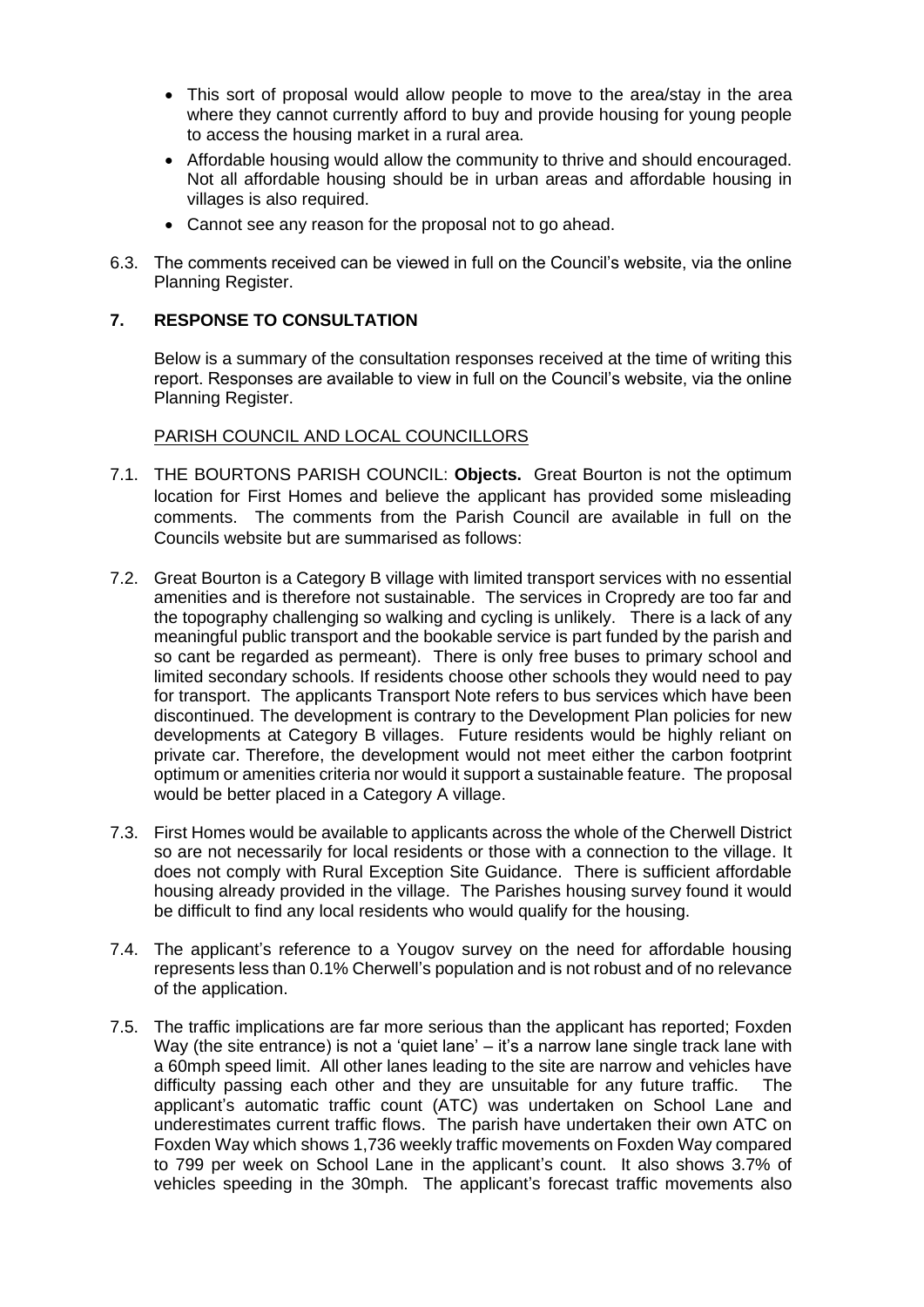- This sort of proposal would allow people to move to the area/stay in the area where they cannot currently afford to buy and provide housing for young people to access the housing market in a rural area.
- Affordable housing would allow the community to thrive and should encouraged. Not all affordable housing should be in urban areas and affordable housing in villages is also required.
- Cannot see any reason for the proposal not to go ahead.

6.3. The comments received can be viewed in full on the Council's website, via the online Planning Register.

## 7. RESPONSE TO CONSULTATION

Below is a summary of the consultation responses received at the time of writing this report. Responses are available to view in full on the Council's website, via the online Planning Register.

PARISH COUNCIL AND LOCAL COUNCILLORS

7.1. THE BOURTONS PARISH COUNCIL: **Objects.** Great Bourton is not the optimum location for First Homes and believe the applicant has provided some misleading comments. The comments from the Parish Council are available in full on the Councils website but are summarised as follows:

7.2. Great Bourton is a Category B village with limited transport services with no essential amenities and is therefore not sustainable. The services in Cropredy are too far and the topography challenging so walking and cycling is unlikely. There is a lack of any meaningful public transport and the bookable service is part funded by the parish and so cant be regarded as permeant). There is only free buses to primary school and limited secondary schools. If residents choose other schools they would need to pay for transport. The applicants Transport Note refers to bus services which have been discontinued. The development is contrary to the Development Plan policies for new developments at Category B villages. Future residents would be highly reliant on private car. Therefore, the development would not meet either the carbon footprint optimum or amenities criteria nor would it support a sustainable feature. The proposal would be better placed in a Category A village.

7.3. First Homes would be available to applicants across the whole of the Cherwell District so are not necessarily for local residents or those with a connection to the village. It does not comply with Rural Exception Site Guidance. There is sufficient affordable housing already provided in the village. The Parishes housing survey found it would be difficult to find any local residents who would qualify for the housing.

7.4. The applicant's reference to a Yougov survey on the need for affordable housing represents less than 0.1% Cherwell's population and is not robust and of no relevance of the application.

7.5. The traffic implications are far more serious than the applicant has reported; Foxden Way (the site entrance) is not a 'quiet lane' – it's a narrow lane single track lane with a 60mph speed limit. All other lanes leading to the site are narrow and vehicles have difficulty passing each other and they are unsuitable for any future traffic. The applicant's automatic traffic count (ATC) was undertaken on School Lane and underestimates current traffic flows. The parish have undertaken their own ATC on Foxden Way which shows 1,736 weekly traffic movements on Foxden Way compared to 799 per week on School Lane in the applicant's count. It also shows 3.7% of vehicles speeding in the 30mph. The applicant's forecast traffic movements also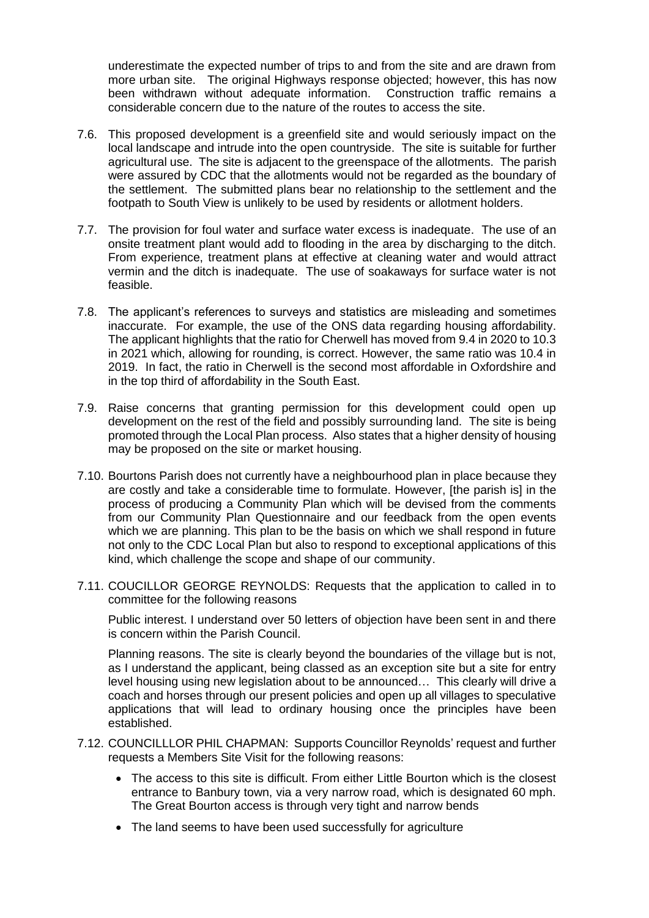underestimate the expected number of trips to and from the site and are drawn from more urban site. The original Highways response objected; however, this has now been withdrawn without adequate information. Construction traffic remains a considerable concern due to the nature of the routes to access the site.

7.6. This proposed development is a greenfield site and would seriously impact on the local landscape and intrude into the open countryside. The site is suitable for further agricultural use. The site is adjacent to the greenspace of the allotments. The parish were assured by CDC that the allotments would not be regarded as the boundary of the settlement. The submitted plans bear no relationship to the settlement and the footpath to South View is unlikely to be used by residents or allotment holders.

7.7. The provision for foul water and surface water excess is inadequate. The use of an onsite treatment plant would add to flooding in the area by discharging to the ditch. From experience, treatment plans at effective at cleaning water and would attract vermin and the ditch is inadequate. The use of soakaways for surface water is not feasible.

7.8. The applicant's references to surveys and statistics are misleading and sometimes inaccurate. For example, the use of the ONS data regarding housing affordability. The applicant highlights that the ratio for Cherwell has moved from 9.4 in 2020 to 10.3 in 2021 which, allowing for rounding, is correct. However, the same ratio was 10.4 in 2019. In fact, the ratio in Cherwell is the second most affordable in Oxfordshire and in the top third of affordability in the South East.

7.9. Raise concerns that granting permission for this development could open up development on the rest of the field and possibly surrounding land. The site is being promoted through the Local Plan process. Also states that a higher density of housing may be proposed on the site or market housing.

7.10. Bourtons Parish does not currently have a neighbourhood plan in place because they are costly and take a considerable time to formulate. However, [the parish is] in the process of producing a Community Plan which will be devised from the comments from our Community Plan Questionnaire and our feedback from the open events which we are planning. This plan to be the basis on which we shall respond in future not only to the CDC Local Plan but also to respond to exceptional applications of this kind, which challenge the scope and shape of our community.

7.11. COUCILLOR GEORGE REYNOLDS: Requests that the application to called in to committee for the following reasons

Public interest. I understand over 50 letters of objection have been sent in and there is concern within the Parish Council.

Planning reasons. The site is clearly beyond the boundaries of the village but is not, as I understand the applicant, being classed as an exception site but a site for entry level housing using new legislation about to be announced… This clearly will drive a coach and horses through our present policies and open up all villages to speculative applications that will lead to ordinary housing once the principles have been established.

7.12. COUNCILLLOR PHIL CHAPMAN: Supports Councillor Reynolds' request and further requests a Members Site Visit for the following reasons:

- The access to this site is difficult. From either Little Bourton which is the closest entrance to Banbury town, via a very narrow road, which is designated 60 mph. The Great Bourton access is through very tight and narrow bends
- The land seems to have been used successfully for agriculture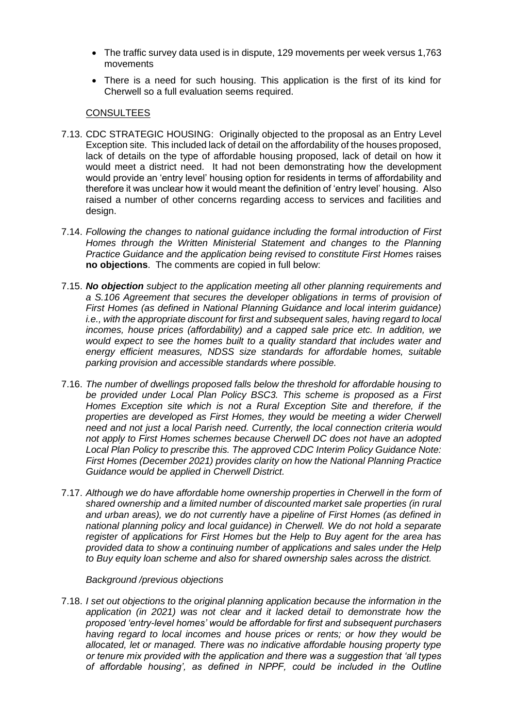- The traffic survey data used is in dispute, 129 movements per week versus 1,763 movements
- There is a need for such housing. This application is the first of its kind for Cherwell so a full evaluation seems required.

CONSULTEES

7.13. CDC STRATEGIC HOUSING: Originally objected to the proposal as an Entry Level Exception site. This included lack of detail on the affordability of the houses proposed, lack of details on the type of affordable housing proposed, lack of detail on how it would meet a district need. It had not been demonstrating how the development would provide an 'entry level' housing option for residents in terms of affordability and therefore it was unclear how it would meant the definition of 'entry level' housing. Also raised a number of other concerns regarding access to services and facilities and design.

7.14. *Following the changes to national guidance including the formal introduction of First Homes through the Written Ministerial Statement and changes to the Planning Practice Guidance and the application being revised to constitute First Homes* raises **no objections**. The comments are copied in full below:

7.15. ***No objection*** *subject to the application meeting all other planning requirements and a S.106 Agreement that secures the developer obligations in terms of provision of First Homes (as defined in National Planning Guidance and local interim guidance) i.e., with the appropriate discount for first and subsequent sales, having regard to local incomes, house prices (affordability) and a capped sale price etc. In addition, we would expect to see the homes built to a quality standard that includes water and energy efficient measures, NDSS size standards for affordable homes, suitable parking provision and accessible standards where possible.*

7.16. *The number of dwellings proposed falls below the threshold for affordable housing to be provided under Local Plan Policy BSC3. This scheme is proposed as a First Homes Exception site which is not a Rural Exception Site and therefore, if the properties are developed as First Homes, they would be meeting a wider Cherwell need and not just a local Parish need. Currently, the local connection criteria would not apply to First Homes schemes because Cherwell DC does not have an adopted Local Plan Policy to prescribe this. The approved CDC Interim Policy Guidance Note: First Homes (December 2021) provides clarity on how the National Planning Practice Guidance would be applied in Cherwell District.*

7.17. *Although we do have affordable home ownership properties in Cherwell in the form of shared ownership and a limited number of discounted market sale properties (in rural and urban areas), we do not currently have a pipeline of First Homes (as defined in national planning policy and local guidance) in Cherwell. We do not hold a separate register of applications for First Homes but the Help to Buy agent for the area has provided data to show a continuing number of applications and sales under the Help to Buy equity loan scheme and also for shared ownership sales across the district.*

*Background /previous objections*

7.18. *I set out objections to the original planning application because the information in the application (in 2021) was not clear and it lacked detail to demonstrate how the proposed 'entry-level homes' would be affordable for first and subsequent purchasers having regard to local incomes and house prices or rents; or how they would be allocated, let or managed. There was no indicative affordable housing property type or tenure mix provided with the application and there was a suggestion that 'all types of affordable housing', as defined in NPPF, could be included in the Outline*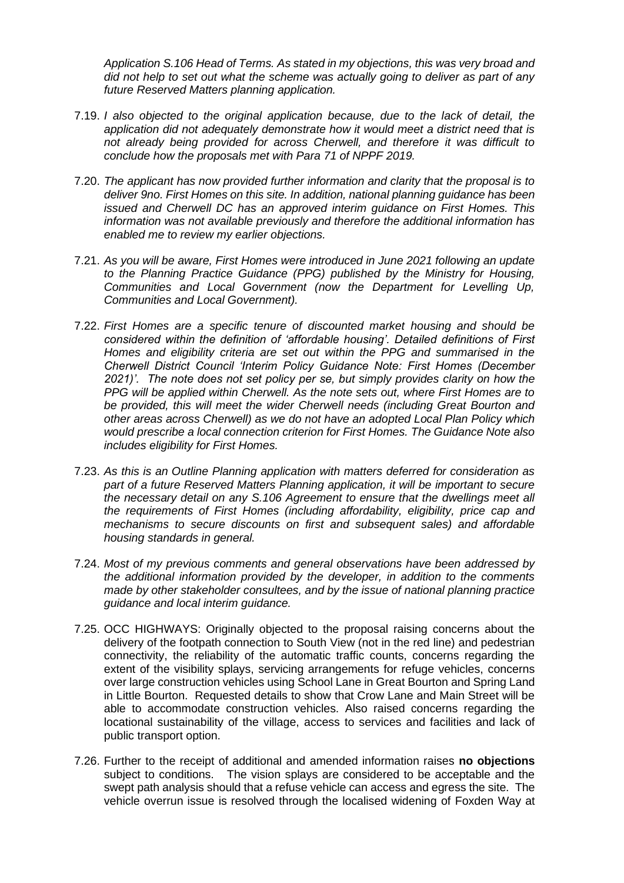*Application S.106 Head of Terms. As stated in my objections, this was very broad and did not help to set out what the scheme was actually going to deliver as part of any future Reserved Matters planning application.*

7.19. *I also objected to the original application because, due to the lack of detail, the application did not adequately demonstrate how it would meet a district need that is not already being provided for across Cherwell, and therefore it was difficult to conclude how the proposals met with Para 71 of NPPF 2019.*

7.20. *The applicant has now provided further information and clarity that the proposal is to deliver 9no. First Homes on this site. In addition, national planning guidance has been issued and Cherwell DC has an approved interim guidance on First Homes. This information was not available previously and therefore the additional information has enabled me to review my earlier objections.*

7.21. *As you will be aware, First Homes were introduced in June 2021 following an update to the Planning Practice Guidance (PPG) published by the Ministry for Housing, Communities and Local Government (now the Department for Levelling Up, Communities and Local Government).*

7.22. *First Homes are a specific tenure of discounted market housing and should be considered within the definition of 'affordable housing'. Detailed definitions of First Homes and eligibility criteria are set out within the PPG and summarised in the Cherwell District Council 'Interim Policy Guidance Note: First Homes (December 2021)'. The note does not set policy per se, but simply provides clarity on how the PPG will be applied within Cherwell. As the note sets out, where First Homes are to be provided, this will meet the wider Cherwell needs (including Great Bourton and other areas across Cherwell) as we do not have an adopted Local Plan Policy which would prescribe a local connection criterion for First Homes. The Guidance Note also includes eligibility for First Homes.*

7.23. *As this is an Outline Planning application with matters deferred for consideration as part of a future Reserved Matters Planning application, it will be important to secure the necessary detail on any S.106 Agreement to ensure that the dwellings meet all the requirements of First Homes (including affordability, eligibility, price cap and mechanisms to secure discounts on first and subsequent sales) and affordable housing standards in general.*

7.24. *Most of my previous comments and general observations have been addressed by the additional information provided by the developer, in addition to the comments made by other stakeholder consultees, and by the issue of national planning practice guidance and local interim guidance.*

7.25. OCC HIGHWAYS: Originally objected to the proposal raising concerns about the delivery of the footpath connection to South View (not in the red line) and pedestrian connectivity, the reliability of the automatic traffic counts, concerns regarding the extent of the visibility splays, servicing arrangements for refuge vehicles, concerns over large construction vehicles using School Lane in Great Bourton and Spring Land in Little Bourton. Requested details to show that Crow Lane and Main Street will be able to accommodate construction vehicles. Also raised concerns regarding the locational sustainability of the village, access to services and facilities and lack of public transport option.

7.26. Further to the receipt of additional and amended information raises **no objections** subject to conditions. The vision splays are considered to be acceptable and the swept path analysis should that a refuse vehicle can access and egress the site. The vehicle overrun issue is resolved through the localised widening of Foxden Way at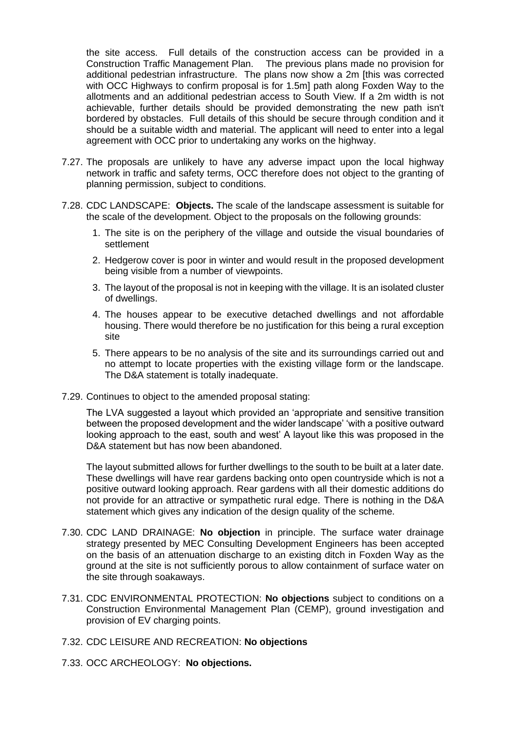the site access. Full details of the construction access can be provided in a Construction Traffic Management Plan. The previous plans made no provision for additional pedestrian infrastructure. The plans now show a 2m [this was corrected with OCC Highways to confirm proposal is for 1.5m] path along Foxden Way to the allotments and an additional pedestrian access to South View. If a 2m width is not achievable, further details should be provided demonstrating the new path isn't bordered by obstacles. Full details of this should be secure through condition and it should be a suitable width and material. The applicant will need to enter into a legal agreement with OCC prior to undertaking any works on the highway.

7.27. The proposals are unlikely to have any adverse impact upon the local highway network in traffic and safety terms, OCC therefore does not object to the granting of planning permission, subject to conditions.

7.28. CDC LANDSCAPE: **Objects.** The scale of the landscape assessment is suitable for the scale of the development. Object to the proposals on the following grounds:

1. The site is on the periphery of the village and outside the visual boundaries of settlement
2. Hedgerow cover is poor in winter and would result in the proposed development being visible from a number of viewpoints.
3. The layout of the proposal is not in keeping with the village. It is an isolated cluster of dwellings.
4. The houses appear to be executive detached dwellings and not affordable housing. There would therefore be no justification for this being a rural exception site
5. There appears to be no analysis of the site and its surroundings carried out and no attempt to locate properties with the existing village form or the landscape. The D&A statement is totally inadequate.

7.29. Continues to object to the amended proposal stating:

The LVA suggested a layout which provided an 'appropriate and sensitive transition between the proposed development and the wider landscape' 'with a positive outward looking approach to the east, south and west' A layout like this was proposed in the D&A statement but has now been abandoned.

The layout submitted allows for further dwellings to the south to be built at a later date. These dwellings will have rear gardens backing onto open countryside which is not a positive outward looking approach. Rear gardens with all their domestic additions do not provide for an attractive or sympathetic rural edge. There is nothing in the D&A statement which gives any indication of the design quality of the scheme.

7.30. CDC LAND DRAINAGE: **No objection** in principle. The surface water drainage strategy presented by MEC Consulting Development Engineers has been accepted on the basis of an attenuation discharge to an existing ditch in Foxden Way as the ground at the site is not sufficiently porous to allow containment of surface water on the site through soakaways.

7.31. CDC ENVIRONMENTAL PROTECTION: **No objections** subject to conditions on a Construction Environmental Management Plan (CEMP), ground investigation and provision of EV charging points.

7.32. CDC LEISURE AND RECREATION: **No objections**

7.33. OCC ARCHEOLOGY: **No objections.**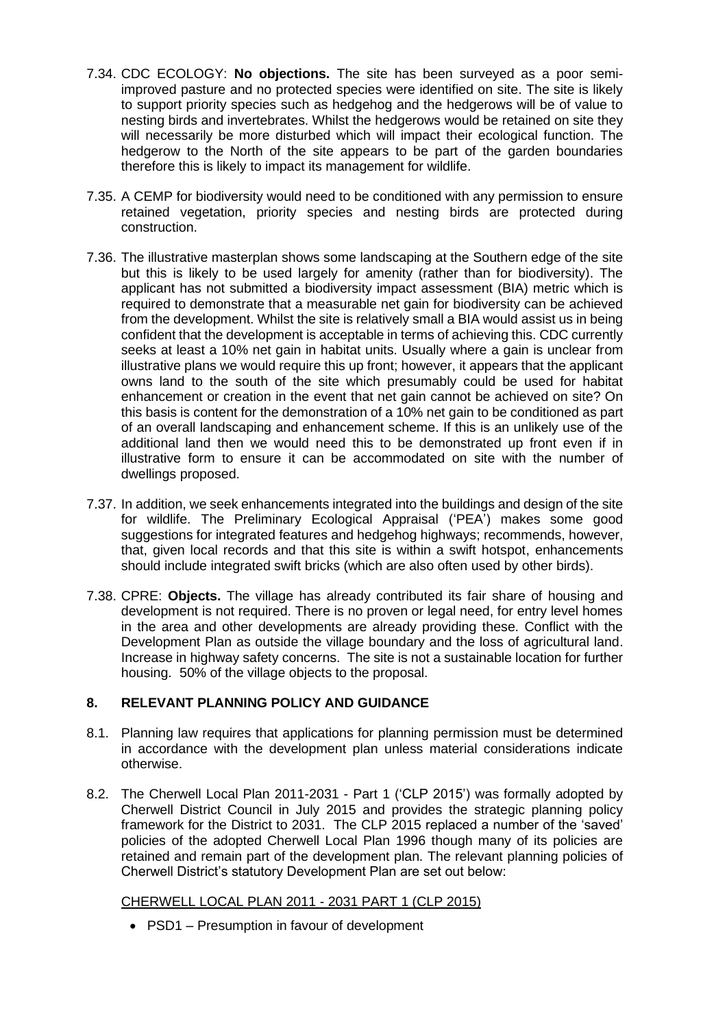7.34. CDC ECOLOGY: **No objections.** The site has been surveyed as a poor semi-improved pasture and no protected species were identified on site. The site is likely to support priority species such as hedgehog and the hedgerows will be of value to nesting birds and invertebrates. Whilst the hedgerows would be retained on site they will necessarily be more disturbed which will impact their ecological function. The hedgerow to the North of the site appears to be part of the garden boundaries therefore this is likely to impact its management for wildlife.

7.35. A CEMP for biodiversity would need to be conditioned with any permission to ensure retained vegetation, priority species and nesting birds are protected during construction.

7.36. The illustrative masterplan shows some landscaping at the Southern edge of the site but this is likely to be used largely for amenity (rather than for biodiversity). The applicant has not submitted a biodiversity impact assessment (BIA) metric which is required to demonstrate that a measurable net gain for biodiversity can be achieved from the development. Whilst the site is relatively small a BIA would assist us in being confident that the development is acceptable in terms of achieving this. CDC currently seeks at least a 10% net gain in habitat units. Usually where a gain is unclear from illustrative plans we would require this up front; however, it appears that the applicant owns land to the south of the site which presumably could be used for habitat enhancement or creation in the event that net gain cannot be achieved on site? On this basis is content for the demonstration of a 10% net gain to be conditioned as part of an overall landscaping and enhancement scheme. If this is an unlikely use of the additional land then we would need this to be demonstrated up front even if in illustrative form to ensure it can be accommodated on site with the number of dwellings proposed.

7.37. In addition, we seek enhancements integrated into the buildings and design of the site for wildlife. The Preliminary Ecological Appraisal ('PEA') makes some good suggestions for integrated features and hedgehog highways; recommends, however, that, given local records and that this site is within a swift hotspot, enhancements should include integrated swift bricks (which are also often used by other birds).

7.38. CPRE: **Objects.** The village has already contributed its fair share of housing and development is not required. There is no proven or legal need, for entry level homes in the area and other developments are already providing these. Conflict with the Development Plan as outside the village boundary and the loss of agricultural land. Increase in highway safety concerns. The site is not a sustainable location for further housing. 50% of the village objects to the proposal.

## 8. RELEVANT PLANNING POLICY AND GUIDANCE

8.1. Planning law requires that applications for planning permission must be determined in accordance with the development plan unless material considerations indicate otherwise.

8.2. The Cherwell Local Plan 2011-2031 - Part 1 ('CLP 2015') was formally adopted by Cherwell District Council in July 2015 and provides the strategic planning policy framework for the District to 2031. The CLP 2015 replaced a number of the 'saved' policies of the adopted Cherwell Local Plan 1996 though many of its policies are retained and remain part of the development plan. The relevant planning policies of Cherwell District's statutory Development Plan are set out below:

CHERWELL LOCAL PLAN 2011 - 2031 PART 1 (CLP 2015)

- PSD1 – Presumption in favour of development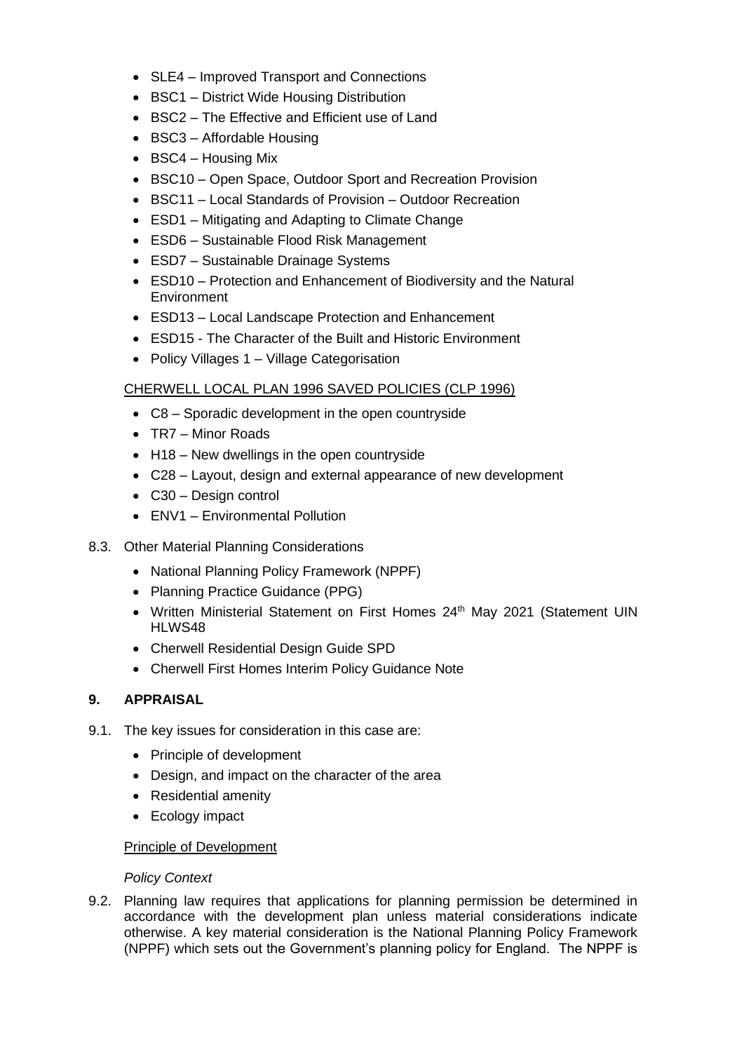- SLE4 – Improved Transport and Connections
- BSC1 – District Wide Housing Distribution
- BSC2 – The Effective and Efficient use of Land
- BSC3 – Affordable Housing
- BSC4 – Housing Mix
- BSC10 – Open Space, Outdoor Sport and Recreation Provision
- BSC11 – Local Standards of Provision – Outdoor Recreation
- ESD1 – Mitigating and Adapting to Climate Change
- ESD6 – Sustainable Flood Risk Management
- ESD7 – Sustainable Drainage Systems
- ESD10 – Protection and Enhancement of Biodiversity and the Natural Environment
- ESD13 – Local Landscape Protection and Enhancement
- ESD15 - The Character of the Built and Historic Environment
- Policy Villages 1 – Village Categorisation

CHERWELL LOCAL PLAN 1996 SAVED POLICIES (CLP 1996)

- C8 – Sporadic development in the open countryside
- TR7 – Minor Roads
- H18 – New dwellings in the open countryside
- C28 – Layout, design and external appearance of new development
- C30 – Design control
- ENV1 – Environmental Pollution

8.3. Other Material Planning Considerations

- National Planning Policy Framework (NPPF)
- Planning Practice Guidance (PPG)
- Written Ministerial Statement on First Homes 24th May 2021 (Statement UIN HLWS48
- Cherwell Residential Design Guide SPD
- Cherwell First Homes Interim Policy Guidance Note

## 9. APPRAISAL

9.1. The key issues for consideration in this case are:

- Principle of development
- Design, and impact on the character of the area
- Residential amenity
- Ecology impact

Principle of Development

*Policy Context*

9.2. Planning law requires that applications for planning permission be determined in accordance with the development plan unless material considerations indicate otherwise. A key material consideration is the National Planning Policy Framework (NPPF) which sets out the Government's planning policy for England. The NPPF is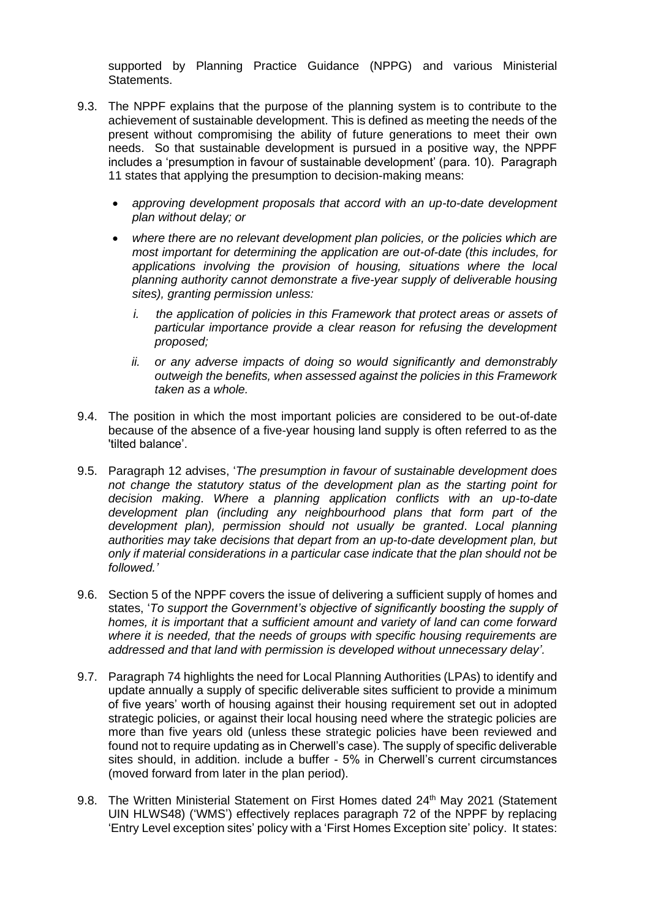supported by Planning Practice Guidance (NPPG) and various Ministerial Statements.

9.3. The NPPF explains that the purpose of the planning system is to contribute to the achievement of sustainable development. This is defined as meeting the needs of the present without compromising the ability of future generations to meet their own needs. So that sustainable development is pursued in a positive way, the NPPF includes a 'presumption in favour of sustainable development' (para. 10). Paragraph 11 states that applying the presumption to decision-making means:

- *approving development proposals that accord with an up-to-date development plan without delay; or*
- *where there are no relevant development plan policies, or the policies which are most important for determining the application are out-of-date (this includes, for applications involving the provision of housing, situations where the local planning authority cannot demonstrate a five-year supply of deliverable housing sites), granting permission unless:*
  - *i. the application of policies in this Framework that protect areas or assets of particular importance provide a clear reason for refusing the development proposed;*
  - *ii. or any adverse impacts of doing so would significantly and demonstrably outweigh the benefits, when assessed against the policies in this Framework taken as a whole.*

9.4. The position in which the most important policies are considered to be out-of-date because of the absence of a five-year housing land supply is often referred to as the 'tilted balance'.

9.5. Paragraph 12 advises, '*The presumption in favour of sustainable development does not change the statutory status of the development plan as the starting point for decision making. Where a planning application conflicts with an up-to-date development plan (including any neighbourhood plans that form part of the development plan), permission should not usually be granted. Local planning authorities may take decisions that depart from an up-to-date development plan, but only if material considerations in a particular case indicate that the plan should not be followed.'*

9.6. Section 5 of the NPPF covers the issue of delivering a sufficient supply of homes and states, '*To support the Government's objective of significantly boosting the supply of homes, it is important that a sufficient amount and variety of land can come forward where it is needed, that the needs of groups with specific housing requirements are addressed and that land with permission is developed without unnecessary delay'.*

9.7. Paragraph 74 highlights the need for Local Planning Authorities (LPAs) to identify and update annually a supply of specific deliverable sites sufficient to provide a minimum of five years' worth of housing against their housing requirement set out in adopted strategic policies, or against their local housing need where the strategic policies are more than five years old (unless these strategic policies have been reviewed and found not to require updating as in Cherwell's case). The supply of specific deliverable sites should, in addition. include a buffer - 5% in Cherwell's current circumstances (moved forward from later in the plan period).

9.8. The Written Ministerial Statement on First Homes dated 24th May 2021 (Statement UIN HLWS48) ('WMS') effectively replaces paragraph 72 of the NPPF by replacing 'Entry Level exception sites' policy with a 'First Homes Exception site' policy. It states: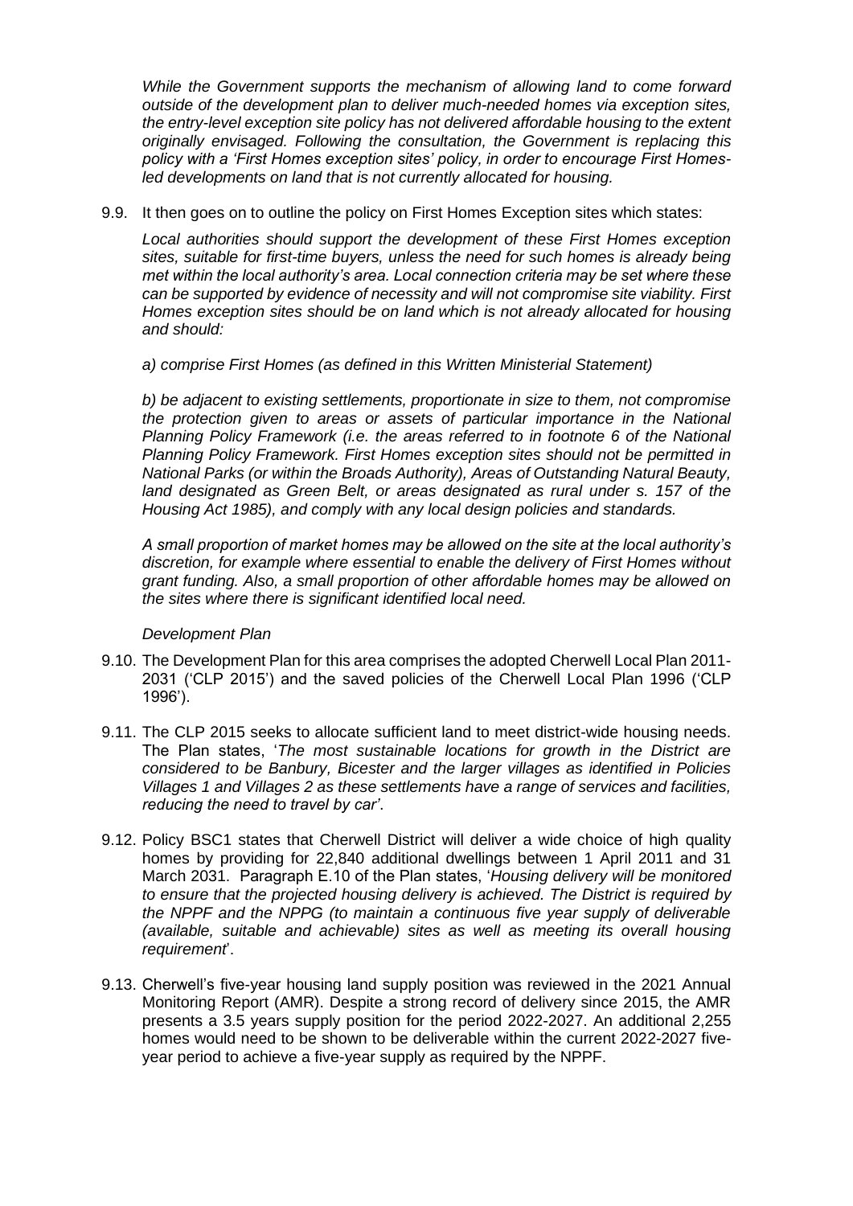*While the Government supports the mechanism of allowing land to come forward outside of the development plan to deliver much-needed homes via exception sites, the entry-level exception site policy has not delivered affordable housing to the extent originally envisaged. Following the consultation, the Government is replacing this policy with a 'First Homes exception sites' policy, in order to encourage First Homes-led developments on land that is not currently allocated for housing.*

9.9. It then goes on to outline the policy on First Homes Exception sites which states:

*Local authorities should support the development of these First Homes exception sites, suitable for first-time buyers, unless the need for such homes is already being met within the local authority's area. Local connection criteria may be set where these can be supported by evidence of necessity and will not compromise site viability. First Homes exception sites should be on land which is not already allocated for housing and should:*

*a) comprise First Homes (as defined in this Written Ministerial Statement)*

*b) be adjacent to existing settlements, proportionate in size to them, not compromise the protection given to areas or assets of particular importance in the National Planning Policy Framework (i.e. the areas referred to in footnote 6 of the National Planning Policy Framework. First Homes exception sites should not be permitted in National Parks (or within the Broads Authority), Areas of Outstanding Natural Beauty, land designated as Green Belt, or areas designated as rural under s. 157 of the Housing Act 1985), and comply with any local design policies and standards.*

*A small proportion of market homes may be allowed on the site at the local authority's discretion, for example where essential to enable the delivery of First Homes without grant funding. Also, a small proportion of other affordable homes may be allowed on the sites where there is significant identified local need.*

*Development Plan*

9.10. The Development Plan for this area comprises the adopted Cherwell Local Plan 2011-2031 ('CLP 2015') and the saved policies of the Cherwell Local Plan 1996 ('CLP 1996').

9.11. The CLP 2015 seeks to allocate sufficient land to meet district-wide housing needs. The Plan states, '*The most sustainable locations for growth in the District are considered to be Banbury, Bicester and the larger villages as identified in Policies Villages 1 and Villages 2 as these settlements have a range of services and facilities, reducing the need to travel by car'*.

9.12. Policy BSC1 states that Cherwell District will deliver a wide choice of high quality homes by providing for 22,840 additional dwellings between 1 April 2011 and 31 March 2031. Paragraph E.10 of the Plan states, '*Housing delivery will be monitored to ensure that the projected housing delivery is achieved. The District is required by the NPPF and the NPPG (to maintain a continuous five year supply of deliverable (available, suitable and achievable) sites as well as meeting its overall housing requirement*'.

9.13. Cherwell's five-year housing land supply position was reviewed in the 2021 Annual Monitoring Report (AMR). Despite a strong record of delivery since 2015, the AMR presents a 3.5 years supply position for the period 2022-2027. An additional 2,255 homes would need to be shown to be deliverable within the current 2022-2027 five-year period to achieve a five-year supply as required by the NPPF.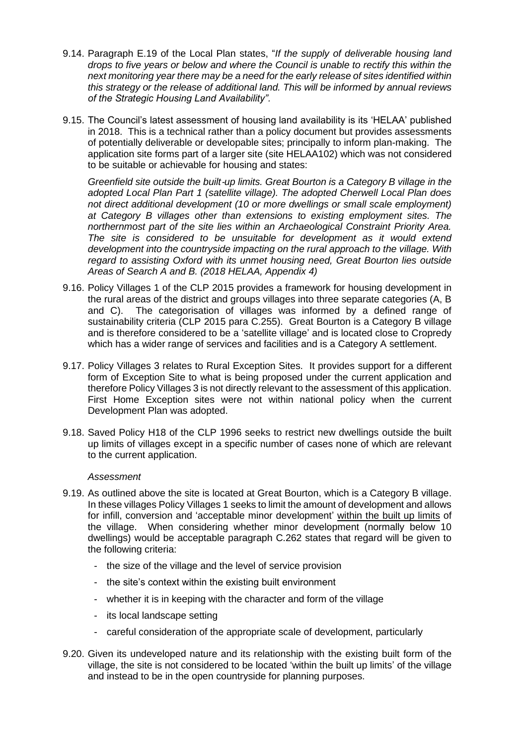9.14. Paragraph E.19 of the Local Plan states, "*If the supply of deliverable housing land drops to five years or below and where the Council is unable to rectify this within the next monitoring year there may be a need for the early release of sites identified within this strategy or the release of additional land. This will be informed by annual reviews of the Strategic Housing Land Availability".*

9.15. The Council's latest assessment of housing land availability is its 'HELAA' published in 2018. This is a technical rather than a policy document but provides assessments of potentially deliverable or developable sites; principally to inform plan-making. The application site forms part of a larger site (site HELAA102) which was not considered to be suitable or achievable for housing and states:

*Greenfield site outside the built-up limits. Great Bourton is a Category B village in the adopted Local Plan Part 1 (satellite village). The adopted Cherwell Local Plan does not direct additional development (10 or more dwellings or small scale employment) at Category B villages other than extensions to existing employment sites. The northernmost part of the site lies within an Archaeological Constraint Priority Area. The site is considered to be unsuitable for development as it would extend development into the countryside impacting on the rural approach to the village. With regard to assisting Oxford with its unmet housing need, Great Bourton lies outside Areas of Search A and B. (2018 HELAA, Appendix 4)*

9.16. Policy Villages 1 of the CLP 2015 provides a framework for housing development in the rural areas of the district and groups villages into three separate categories (A, B and C). The categorisation of villages was informed by a defined range of sustainability criteria (CLP 2015 para C.255). Great Bourton is a Category B village and is therefore considered to be a 'satellite village' and is located close to Cropredy which has a wider range of services and facilities and is a Category A settlement.

9.17. Policy Villages 3 relates to Rural Exception Sites. It provides support for a different form of Exception Site to what is being proposed under the current application and therefore Policy Villages 3 is not directly relevant to the assessment of this application. First Home Exception sites were not within national policy when the current Development Plan was adopted.

9.18. Saved Policy H18 of the CLP 1996 seeks to restrict new dwellings outside the built up limits of villages except in a specific number of cases none of which are relevant to the current application.

*Assessment*

9.19. As outlined above the site is located at Great Bourton, which is a Category B village. In these villages Policy Villages 1 seeks to limit the amount of development and allows for infill, conversion and 'acceptable minor development' <u>within the built up limits</u> of the village. When considering whether minor development (normally below 10 dwellings) would be acceptable paragraph C.262 states that regard will be given to the following criteria:

- the size of the village and the level of service provision
- the site's context within the existing built environment
- whether it is in keeping with the character and form of the village
- its local landscape setting
- careful consideration of the appropriate scale of development, particularly

9.20. Given its undeveloped nature and its relationship with the existing built form of the village, the site is not considered to be located 'within the built up limits' of the village and instead to be in the open countryside for planning purposes.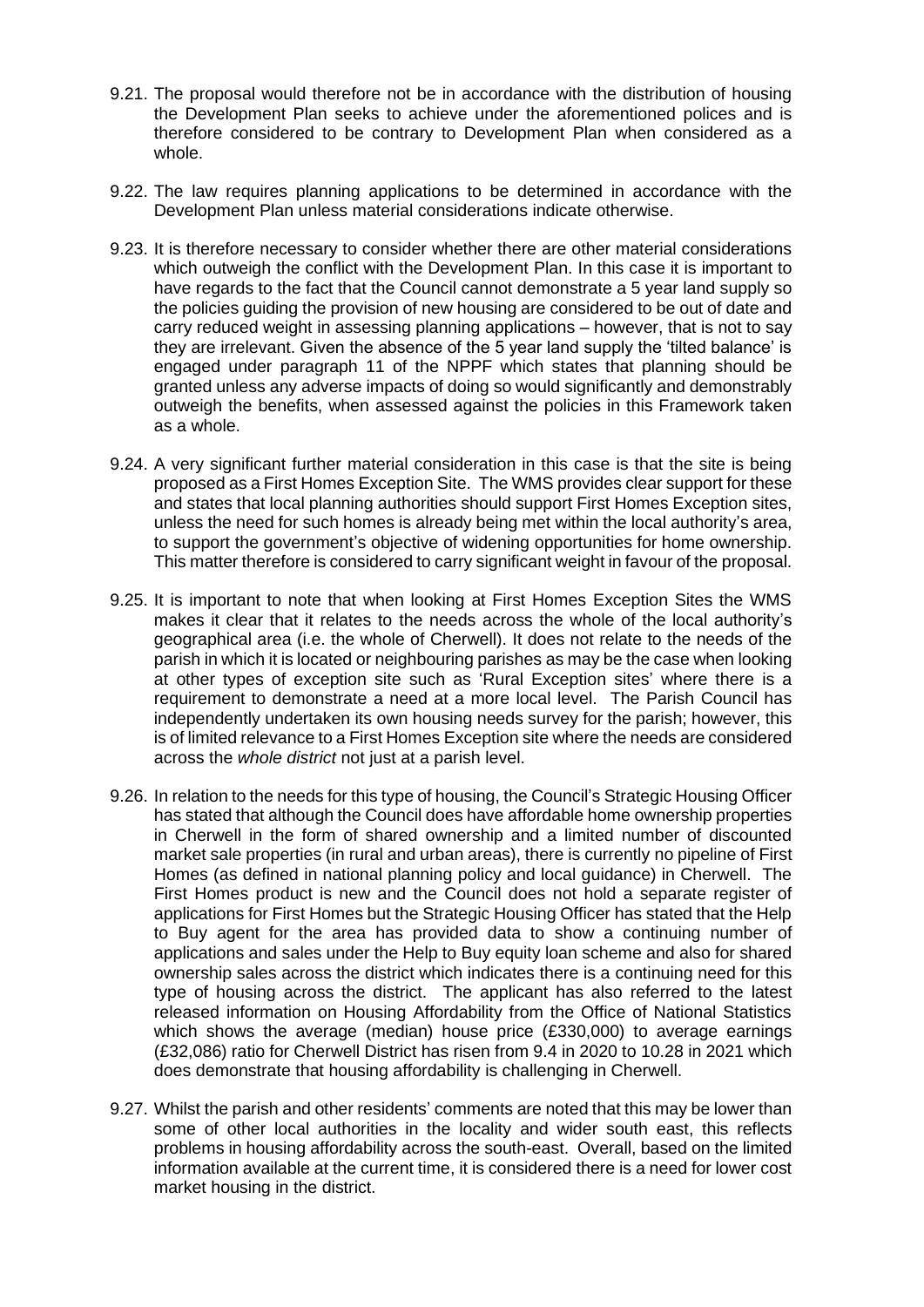9.21. The proposal would therefore not be in accordance with the distribution of housing the Development Plan seeks to achieve under the aforementioned polices and is therefore considered to be contrary to Development Plan when considered as a whole.

9.22. The law requires planning applications to be determined in accordance with the Development Plan unless material considerations indicate otherwise.

9.23. It is therefore necessary to consider whether there are other material considerations which outweigh the conflict with the Development Plan. In this case it is important to have regards to the fact that the Council cannot demonstrate a 5 year land supply so the policies guiding the provision of new housing are considered to be out of date and carry reduced weight in assessing planning applications – however, that is not to say they are irrelevant. Given the absence of the 5 year land supply the 'tilted balance' is engaged under paragraph 11 of the NPPF which states that planning should be granted unless any adverse impacts of doing so would significantly and demonstrably outweigh the benefits, when assessed against the policies in this Framework taken as a whole.

9.24. A very significant further material consideration in this case is that the site is being proposed as a First Homes Exception Site. The WMS provides clear support for these and states that local planning authorities should support First Homes Exception sites, unless the need for such homes is already being met within the local authority's area, to support the government's objective of widening opportunities for home ownership. This matter therefore is considered to carry significant weight in favour of the proposal.

9.25. It is important to note that when looking at First Homes Exception Sites the WMS makes it clear that it relates to the needs across the whole of the local authority's geographical area (i.e. the whole of Cherwell). It does not relate to the needs of the parish in which it is located or neighbouring parishes as may be the case when looking at other types of exception site such as 'Rural Exception sites' where there is a requirement to demonstrate a need at a more local level. The Parish Council has independently undertaken its own housing needs survey for the parish; however, this is of limited relevance to a First Homes Exception site where the needs are considered across the *whole district* not just at a parish level.

9.26. In relation to the needs for this type of housing, the Council's Strategic Housing Officer has stated that although the Council does have affordable home ownership properties in Cherwell in the form of shared ownership and a limited number of discounted market sale properties (in rural and urban areas), there is currently no pipeline of First Homes (as defined in national planning policy and local guidance) in Cherwell. The First Homes product is new and the Council does not hold a separate register of applications for First Homes but the Strategic Housing Officer has stated that the Help to Buy agent for the area has provided data to show a continuing number of applications and sales under the Help to Buy equity loan scheme and also for shared ownership sales across the district which indicates there is a continuing need for this type of housing across the district. The applicant has also referred to the latest released information on Housing Affordability from the Office of National Statistics which shows the average (median) house price (£330,000) to average earnings (£32,086) ratio for Cherwell District has risen from 9.4 in 2020 to 10.28 in 2021 which does demonstrate that housing affordability is challenging in Cherwell.

9.27. Whilst the parish and other residents' comments are noted that this may be lower than some of other local authorities in the locality and wider south east, this reflects problems in housing affordability across the south-east. Overall, based on the limited information available at the current time, it is considered there is a need for lower cost market housing in the district.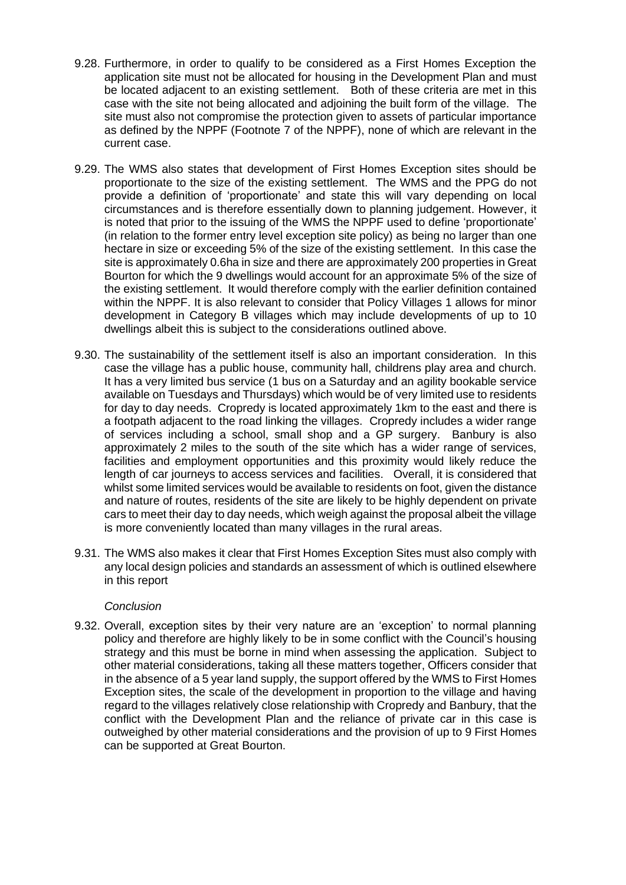9.28. Furthermore, in order to qualify to be considered as a First Homes Exception the application site must not be allocated for housing in the Development Plan and must be located adjacent to an existing settlement. Both of these criteria are met in this case with the site not being allocated and adjoining the built form of the village. The site must also not compromise the protection given to assets of particular importance as defined by the NPPF (Footnote 7 of the NPPF), none of which are relevant in the current case.

9.29. The WMS also states that development of First Homes Exception sites should be proportionate to the size of the existing settlement. The WMS and the PPG do not provide a definition of 'proportionate' and state this will vary depending on local circumstances and is therefore essentially down to planning judgement. However, it is noted that prior to the issuing of the WMS the NPPF used to define 'proportionate' (in relation to the former entry level exception site policy) as being no larger than one hectare in size or exceeding 5% of the size of the existing settlement. In this case the site is approximately 0.6ha in size and there are approximately 200 properties in Great Bourton for which the 9 dwellings would account for an approximate 5% of the size of the existing settlement. It would therefore comply with the earlier definition contained within the NPPF. It is also relevant to consider that Policy Villages 1 allows for minor development in Category B villages which may include developments of up to 10 dwellings albeit this is subject to the considerations outlined above.

9.30. The sustainability of the settlement itself is also an important consideration. In this case the village has a public house, community hall, childrens play area and church. It has a very limited bus service (1 bus on a Saturday and an agility bookable service available on Tuesdays and Thursdays) which would be of very limited use to residents for day to day needs. Cropredy is located approximately 1km to the east and there is a footpath adjacent to the road linking the villages. Cropredy includes a wider range of services including a school, small shop and a GP surgery. Banbury is also approximately 2 miles to the south of the site which has a wider range of services, facilities and employment opportunities and this proximity would likely reduce the length of car journeys to access services and facilities. Overall, it is considered that whilst some limited services would be available to residents on foot, given the distance and nature of routes, residents of the site are likely to be highly dependent on private cars to meet their day to day needs, which weigh against the proposal albeit the village is more conveniently located than many villages in the rural areas.

9.31. The WMS also makes it clear that First Homes Exception Sites must also comply with any local design policies and standards an assessment of which is outlined elsewhere in this report

*Conclusion*

9.32. Overall, exception sites by their very nature are an 'exception' to normal planning policy and therefore are highly likely to be in some conflict with the Council's housing strategy and this must be borne in mind when assessing the application. Subject to other material considerations, taking all these matters together, Officers consider that in the absence of a 5 year land supply, the support offered by the WMS to First Homes Exception sites, the scale of the development in proportion to the village and having regard to the villages relatively close relationship with Cropredy and Banbury, that the conflict with the Development Plan and the reliance of private car in this case is outweighed by other material considerations and the provision of up to 9 First Homes can be supported at Great Bourton.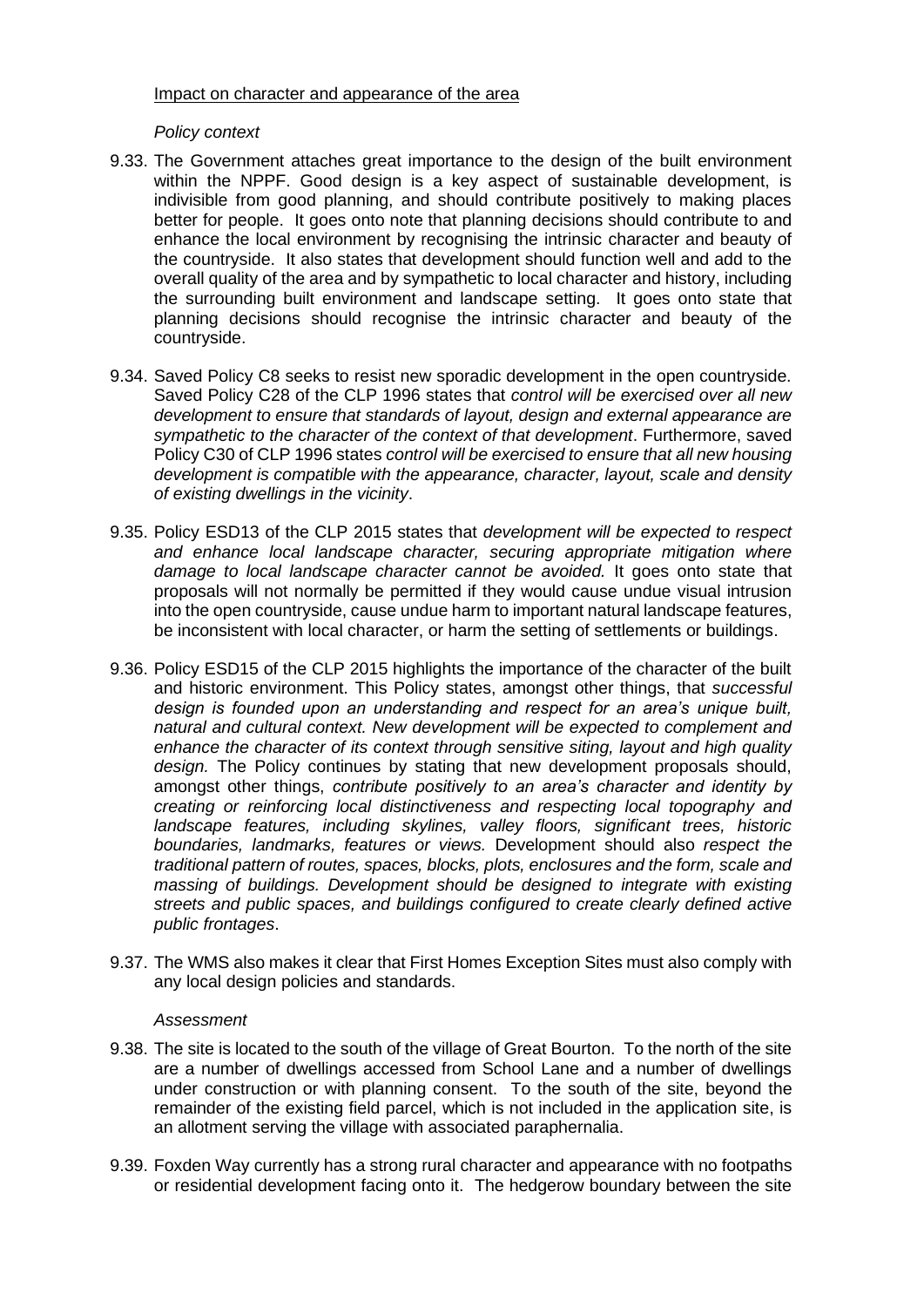Impact on character and appearance of the area

*Policy context*

9.33. The Government attaches great importance to the design of the built environment within the NPPF. Good design is a key aspect of sustainable development, is indivisible from good planning, and should contribute positively to making places better for people. It goes onto note that planning decisions should contribute to and enhance the local environment by recognising the intrinsic character and beauty of the countryside. It also states that development should function well and add to the overall quality of the area and by sympathetic to local character and history, including the surrounding built environment and landscape setting. It goes onto state that planning decisions should recognise the intrinsic character and beauty of the countryside.

9.34. Saved Policy C8 seeks to resist new sporadic development in the open countryside. Saved Policy C28 of the CLP 1996 states that *control will be exercised over all new development to ensure that standards of layout, design and external appearance are sympathetic to the character of the context of that development*. Furthermore, saved Policy C30 of CLP 1996 states *control will be exercised to ensure that all new housing development is compatible with the appearance, character, layout, scale and density of existing dwellings in the vicinity*.

9.35. Policy ESD13 of the CLP 2015 states that *development will be expected to respect and enhance local landscape character, securing appropriate mitigation where damage to local landscape character cannot be avoided.* It goes onto state that proposals will not normally be permitted if they would cause undue visual intrusion into the open countryside, cause undue harm to important natural landscape features, be inconsistent with local character, or harm the setting of settlements or buildings.

9.36. Policy ESD15 of the CLP 2015 highlights the importance of the character of the built and historic environment. This Policy states, amongst other things, that *successful design is founded upon an understanding and respect for an area's unique built, natural and cultural context. New development will be expected to complement and enhance the character of its context through sensitive siting, layout and high quality design.* The Policy continues by stating that new development proposals should, amongst other things, *contribute positively to an area's character and identity by creating or reinforcing local distinctiveness and respecting local topography and landscape features, including skylines, valley floors, significant trees, historic boundaries, landmarks, features or views.* Development should also *respect the traditional pattern of routes, spaces, blocks, plots, enclosures and the form, scale and massing of buildings. Development should be designed to integrate with existing streets and public spaces, and buildings configured to create clearly defined active public frontages*.

9.37. The WMS also makes it clear that First Homes Exception Sites must also comply with any local design policies and standards.

*Assessment*

9.38. The site is located to the south of the village of Great Bourton. To the north of the site are a number of dwellings accessed from School Lane and a number of dwellings under construction or with planning consent. To the south of the site, beyond the remainder of the existing field parcel, which is not included in the application site, is an allotment serving the village with associated paraphernalia.

9.39. Foxden Way currently has a strong rural character and appearance with no footpaths or residential development facing onto it. The hedgerow boundary between the site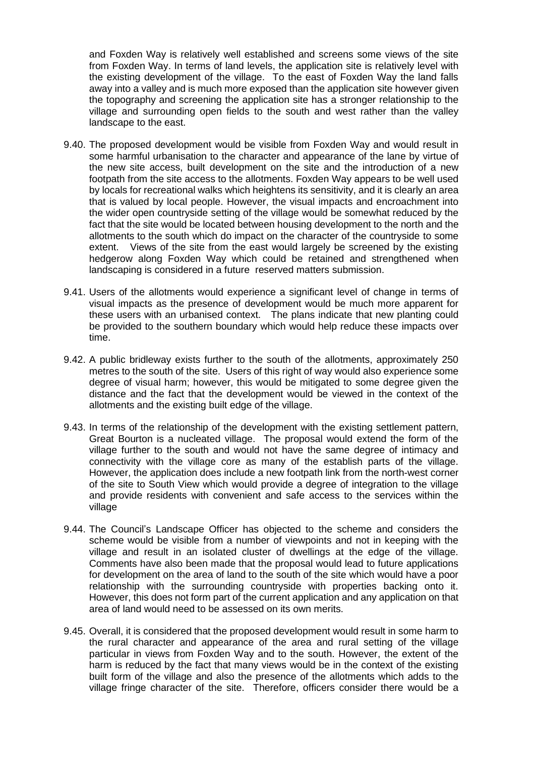and Foxden Way is relatively well established and screens some views of the site from Foxden Way. In terms of land levels, the application site is relatively level with the existing development of the village. To the east of Foxden Way the land falls away into a valley and is much more exposed than the application site however given the topography and screening the application site has a stronger relationship to the village and surrounding open fields to the south and west rather than the valley landscape to the east.

9.40. The proposed development would be visible from Foxden Way and would result in some harmful urbanisation to the character and appearance of the lane by virtue of the new site access, built development on the site and the introduction of a new footpath from the site access to the allotments. Foxden Way appears to be well used by locals for recreational walks which heightens its sensitivity, and it is clearly an area that is valued by local people. However, the visual impacts and encroachment into the wider open countryside setting of the village would be somewhat reduced by the fact that the site would be located between housing development to the north and the allotments to the south which do impact on the character of the countryside to some extent. Views of the site from the east would largely be screened by the existing hedgerow along Foxden Way which could be retained and strengthened when landscaping is considered in a future reserved matters submission.

9.41. Users of the allotments would experience a significant level of change in terms of visual impacts as the presence of development would be much more apparent for these users with an urbanised context. The plans indicate that new planting could be provided to the southern boundary which would help reduce these impacts over time.

9.42. A public bridleway exists further to the south of the allotments, approximately 250 metres to the south of the site. Users of this right of way would also experience some degree of visual harm; however, this would be mitigated to some degree given the distance and the fact that the development would be viewed in the context of the allotments and the existing built edge of the village.

9.43. In terms of the relationship of the development with the existing settlement pattern, Great Bourton is a nucleated village. The proposal would extend the form of the village further to the south and would not have the same degree of intimacy and connectivity with the village core as many of the establish parts of the village. However, the application does include a new footpath link from the north-west corner of the site to South View which would provide a degree of integration to the village and provide residents with convenient and safe access to the services within the village

9.44. The Council's Landscape Officer has objected to the scheme and considers the scheme would be visible from a number of viewpoints and not in keeping with the village and result in an isolated cluster of dwellings at the edge of the village. Comments have also been made that the proposal would lead to future applications for development on the area of land to the south of the site which would have a poor relationship with the surrounding countryside with properties backing onto it. However, this does not form part of the current application and any application on that area of land would need to be assessed on its own merits.

9.45. Overall, it is considered that the proposed development would result in some harm to the rural character and appearance of the area and rural setting of the village particular in views from Foxden Way and to the south. However, the extent of the harm is reduced by the fact that many views would be in the context of the existing built form of the village and also the presence of the allotments which adds to the village fringe character of the site. Therefore, officers consider there would be a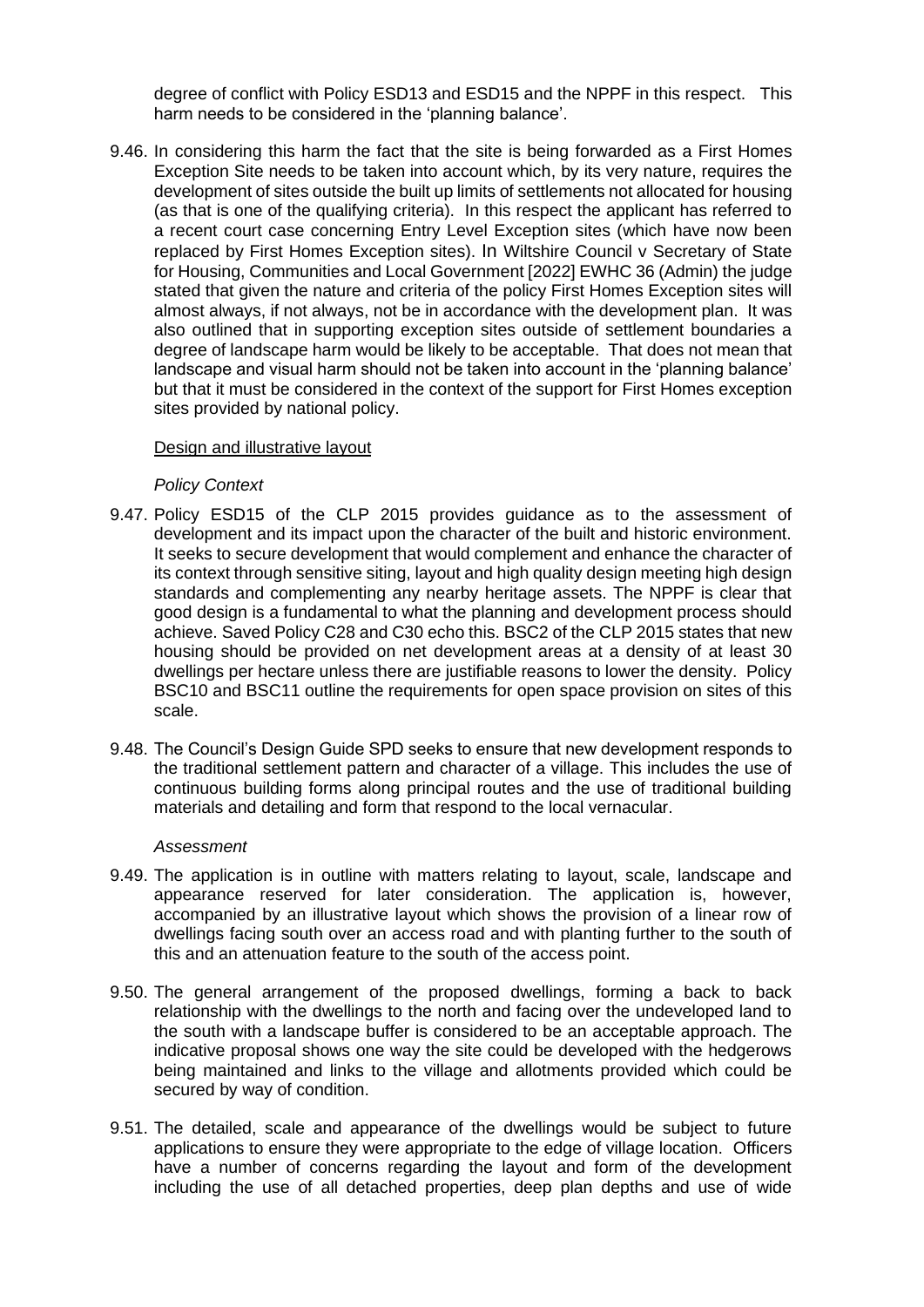degree of conflict with Policy ESD13 and ESD15 and the NPPF in this respect. This harm needs to be considered in the 'planning balance'.

9.46. In considering this harm the fact that the site is being forwarded as a First Homes Exception Site needs to be taken into account which, by its very nature, requires the development of sites outside the built up limits of settlements not allocated for housing (as that is one of the qualifying criteria). In this respect the applicant has referred to a recent court case concerning Entry Level Exception sites (which have now been replaced by First Homes Exception sites). In Wiltshire Council v Secretary of State for Housing, Communities and Local Government [2022] EWHC 36 (Admin) the judge stated that given the nature and criteria of the policy First Homes Exception sites will almost always, if not always, not be in accordance with the development plan. It was also outlined that in supporting exception sites outside of settlement boundaries a degree of landscape harm would be likely to be acceptable. That does not mean that landscape and visual harm should not be taken into account in the 'planning balance' but that it must be considered in the context of the support for First Homes exception sites provided by national policy.

Design and illustrative layout

*Policy Context*

9.47. Policy ESD15 of the CLP 2015 provides guidance as to the assessment of development and its impact upon the character of the built and historic environment. It seeks to secure development that would complement and enhance the character of its context through sensitive siting, layout and high quality design meeting high design standards and complementing any nearby heritage assets. The NPPF is clear that good design is a fundamental to what the planning and development process should achieve. Saved Policy C28 and C30 echo this. BSC2 of the CLP 2015 states that new housing should be provided on net development areas at a density of at least 30 dwellings per hectare unless there are justifiable reasons to lower the density. Policy BSC10 and BSC11 outline the requirements for open space provision on sites of this scale.

9.48. The Council's Design Guide SPD seeks to ensure that new development responds to the traditional settlement pattern and character of a village. This includes the use of continuous building forms along principal routes and the use of traditional building materials and detailing and form that respond to the local vernacular.

*Assessment*

9.49. The application is in outline with matters relating to layout, scale, landscape and appearance reserved for later consideration. The application is, however, accompanied by an illustrative layout which shows the provision of a linear row of dwellings facing south over an access road and with planting further to the south of this and an attenuation feature to the south of the access point.

9.50. The general arrangement of the proposed dwellings, forming a back to back relationship with the dwellings to the north and facing over the undeveloped land to the south with a landscape buffer is considered to be an acceptable approach. The indicative proposal shows one way the site could be developed with the hedgerows being maintained and links to the village and allotments provided which could be secured by way of condition.

9.51. The detailed, scale and appearance of the dwellings would be subject to future applications to ensure they were appropriate to the edge of village location. Officers have a number of concerns regarding the layout and form of the development including the use of all detached properties, deep plan depths and use of wide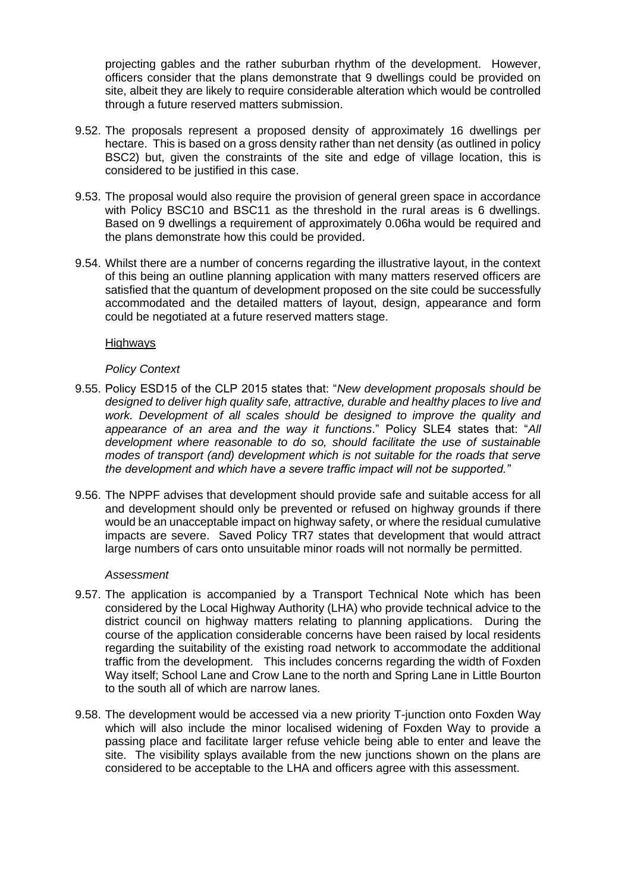projecting gables and the rather suburban rhythm of the development. However, officers consider that the plans demonstrate that 9 dwellings could be provided on site, albeit they are likely to require considerable alteration which would be controlled through a future reserved matters submission.

9.52. The proposals represent a proposed density of approximately 16 dwellings per hectare. This is based on a gross density rather than net density (as outlined in policy BSC2) but, given the constraints of the site and edge of village location, this is considered to be justified in this case.

9.53. The proposal would also require the provision of general green space in accordance with Policy BSC10 and BSC11 as the threshold in the rural areas is 6 dwellings. Based on 9 dwellings a requirement of approximately 0.06ha would be required and the plans demonstrate how this could be provided.

9.54. Whilst there are a number of concerns regarding the illustrative layout, in the context of this being an outline planning application with many matters reserved officers are satisfied that the quantum of development proposed on the site could be successfully accommodated and the detailed matters of layout, design, appearance and form could be negotiated at a future reserved matters stage.

<u>Highways</u>

*Policy Context*

9.55. Policy ESD15 of the CLP 2015 states that: "*New development proposals should be designed to deliver high quality safe, attractive, durable and healthy places to live and work. Development of all scales should be designed to improve the quality and appearance of an area and the way it functions*." Policy SLE4 states that: "*All development where reasonable to do so, should facilitate the use of sustainable modes of transport (and) development which is not suitable for the roads that serve the development and which have a severe traffic impact will not be supported.*"

9.56. The NPPF advises that development should provide safe and suitable access for all and development should only be prevented or refused on highway grounds if there would be an unacceptable impact on highway safety, or where the residual cumulative impacts are severe. Saved Policy TR7 states that development that would attract large numbers of cars onto unsuitable minor roads will not normally be permitted.

*Assessment*

9.57. The application is accompanied by a Transport Technical Note which has been considered by the Local Highway Authority (LHA) who provide technical advice to the district council on highway matters relating to planning applications. During the course of the application considerable concerns have been raised by local residents regarding the suitability of the existing road network to accommodate the additional traffic from the development. This includes concerns regarding the width of Foxden Way itself; School Lane and Crow Lane to the north and Spring Lane in Little Bourton to the south all of which are narrow lanes.

9.58. The development would be accessed via a new priority T-junction onto Foxden Way which will also include the minor localised widening of Foxden Way to provide a passing place and facilitate larger refuse vehicle being able to enter and leave the site. The visibility splays available from the new junctions shown on the plans are considered to be acceptable to the LHA and officers agree with this assessment.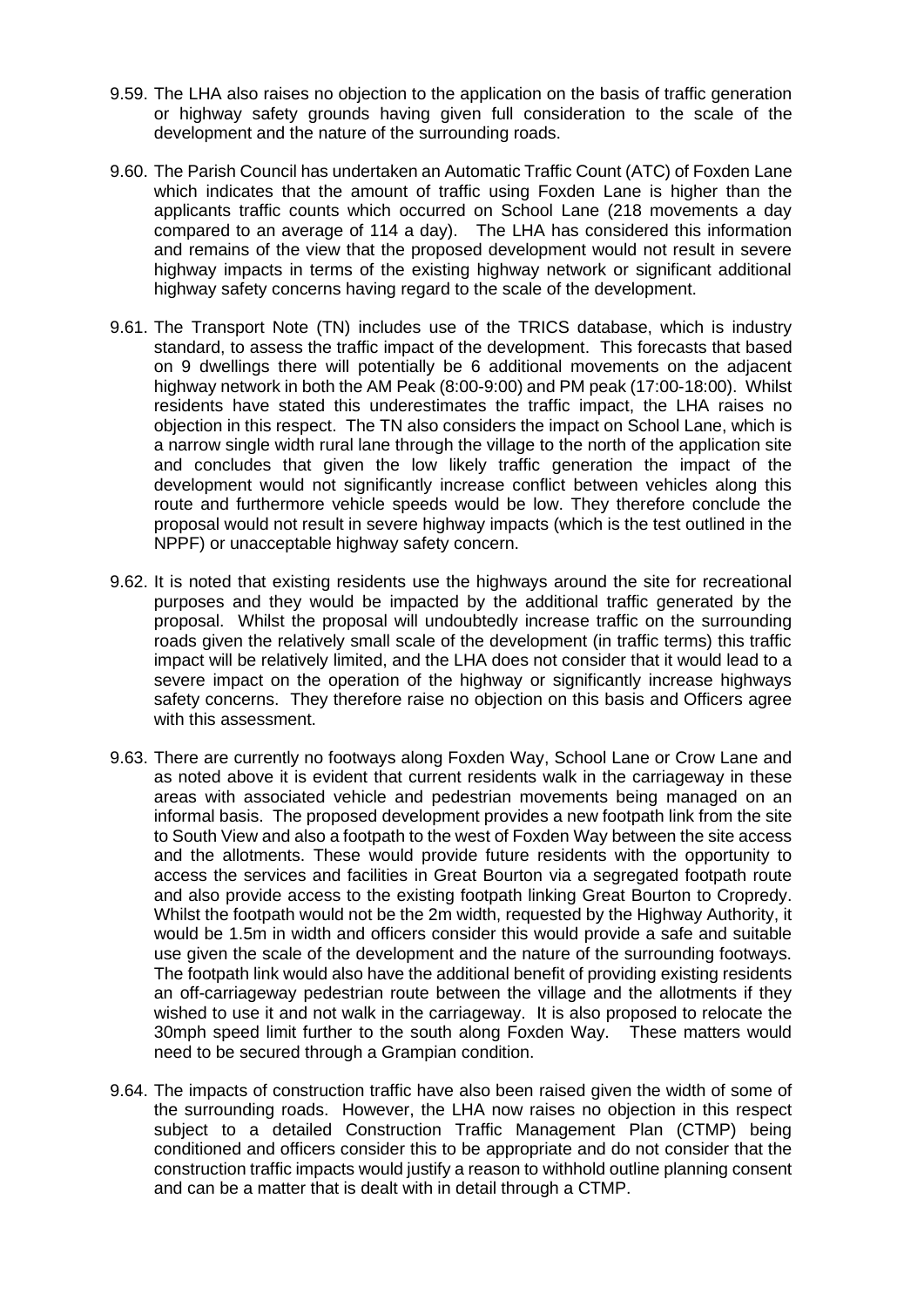9.59. The LHA also raises no objection to the application on the basis of traffic generation or highway safety grounds having given full consideration to the scale of the development and the nature of the surrounding roads.

9.60. The Parish Council has undertaken an Automatic Traffic Count (ATC) of Foxden Lane which indicates that the amount of traffic using Foxden Lane is higher than the applicants traffic counts which occurred on School Lane (218 movements a day compared to an average of 114 a day). The LHA has considered this information and remains of the view that the proposed development would not result in severe highway impacts in terms of the existing highway network or significant additional highway safety concerns having regard to the scale of the development.

9.61. The Transport Note (TN) includes use of the TRICS database, which is industry standard, to assess the traffic impact of the development. This forecasts that based on 9 dwellings there will potentially be 6 additional movements on the adjacent highway network in both the AM Peak (8:00-9:00) and PM peak (17:00-18:00). Whilst residents have stated this underestimates the traffic impact, the LHA raises no objection in this respect. The TN also considers the impact on School Lane, which is a narrow single width rural lane through the village to the north of the application site and concludes that given the low likely traffic generation the impact of the development would not significantly increase conflict between vehicles along this route and furthermore vehicle speeds would be low. They therefore conclude the proposal would not result in severe highway impacts (which is the test outlined in the NPPF) or unacceptable highway safety concern.

9.62. It is noted that existing residents use the highways around the site for recreational purposes and they would be impacted by the additional traffic generated by the proposal. Whilst the proposal will undoubtedly increase traffic on the surrounding roads given the relatively small scale of the development (in traffic terms) this traffic impact will be relatively limited, and the LHA does not consider that it would lead to a severe impact on the operation of the highway or significantly increase highways safety concerns. They therefore raise no objection on this basis and Officers agree with this assessment.

9.63. There are currently no footways along Foxden Way, School Lane or Crow Lane and as noted above it is evident that current residents walk in the carriageway in these areas with associated vehicle and pedestrian movements being managed on an informal basis. The proposed development provides a new footpath link from the site to South View and also a footpath to the west of Foxden Way between the site access and the allotments. These would provide future residents with the opportunity to access the services and facilities in Great Bourton via a segregated footpath route and also provide access to the existing footpath linking Great Bourton to Cropredy. Whilst the footpath would not be the 2m width, requested by the Highway Authority, it would be 1.5m in width and officers consider this would provide a safe and suitable use given the scale of the development and the nature of the surrounding footways. The footpath link would also have the additional benefit of providing existing residents an off-carriageway pedestrian route between the village and the allotments if they wished to use it and not walk in the carriageway. It is also proposed to relocate the 30mph speed limit further to the south along Foxden Way. These matters would need to be secured through a Grampian condition.

9.64. The impacts of construction traffic have also been raised given the width of some of the surrounding roads. However, the LHA now raises no objection in this respect subject to a detailed Construction Traffic Management Plan (CTMP) being conditioned and officers consider this to be appropriate and do not consider that the construction traffic impacts would justify a reason to withhold outline planning consent and can be a matter that is dealt with in detail through a CTMP.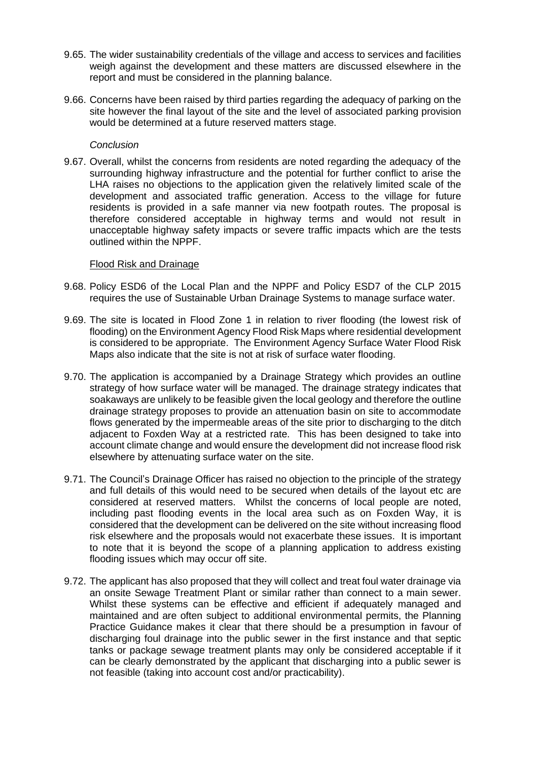9.65. The wider sustainability credentials of the village and access to services and facilities weigh against the development and these matters are discussed elsewhere in the report and must be considered in the planning balance.

9.66. Concerns have been raised by third parties regarding the adequacy of parking on the site however the final layout of the site and the level of associated parking provision would be determined at a future reserved matters stage.

*Conclusion*

9.67. Overall, whilst the concerns from residents are noted regarding the adequacy of the surrounding highway infrastructure and the potential for further conflict to arise the LHA raises no objections to the application given the relatively limited scale of the development and associated traffic generation. Access to the village for future residents is provided in a safe manner via new footpath routes. The proposal is therefore considered acceptable in highway terms and would not result in unacceptable highway safety impacts or severe traffic impacts which are the tests outlined within the NPPF.

<u>Flood Risk and Drainage</u>

9.68. Policy ESD6 of the Local Plan and the NPPF and Policy ESD7 of the CLP 2015 requires the use of Sustainable Urban Drainage Systems to manage surface water.

9.69. The site is located in Flood Zone 1 in relation to river flooding (the lowest risk of flooding) on the Environment Agency Flood Risk Maps where residential development is considered to be appropriate. The Environment Agency Surface Water Flood Risk Maps also indicate that the site is not at risk of surface water flooding.

9.70. The application is accompanied by a Drainage Strategy which provides an outline strategy of how surface water will be managed. The drainage strategy indicates that soakaways are unlikely to be feasible given the local geology and therefore the outline drainage strategy proposes to provide an attenuation basin on site to accommodate flows generated by the impermeable areas of the site prior to discharging to the ditch adjacent to Foxden Way at a restricted rate. This has been designed to take into account climate change and would ensure the development did not increase flood risk elsewhere by attenuating surface water on the site.

9.71. The Council's Drainage Officer has raised no objection to the principle of the strategy and full details of this would need to be secured when details of the layout etc are considered at reserved matters. Whilst the concerns of local people are noted, including past flooding events in the local area such as on Foxden Way, it is considered that the development can be delivered on the site without increasing flood risk elsewhere and the proposals would not exacerbate these issues. It is important to note that it is beyond the scope of a planning application to address existing flooding issues which may occur off site.

9.72. The applicant has also proposed that they will collect and treat foul water drainage via an onsite Sewage Treatment Plant or similar rather than connect to a main sewer. Whilst these systems can be effective and efficient if adequately managed and maintained and are often subject to additional environmental permits, the Planning Practice Guidance makes it clear that there should be a presumption in favour of discharging foul drainage into the public sewer in the first instance and that septic tanks or package sewage treatment plants may only be considered acceptable if it can be clearly demonstrated by the applicant that discharging into a public sewer is not feasible (taking into account cost and/or practicability).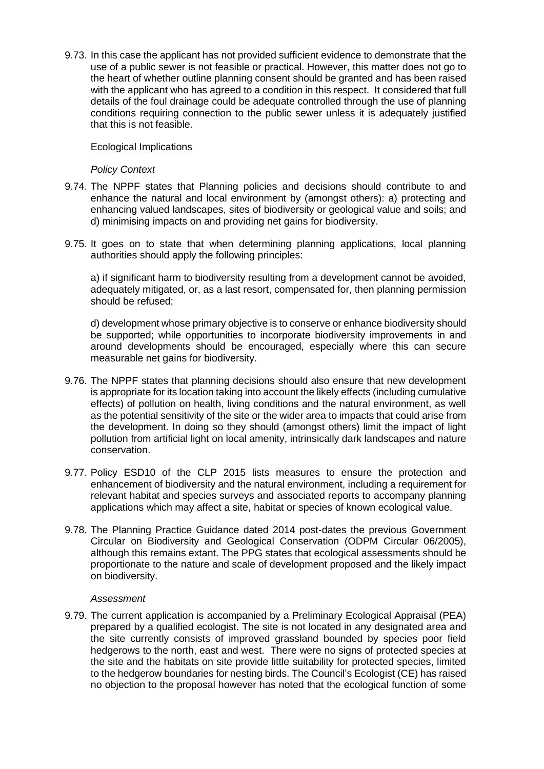9.73. In this case the applicant has not provided sufficient evidence to demonstrate that the use of a public sewer is not feasible or practical. However, this matter does not go to the heart of whether outline planning consent should be granted and has been raised with the applicant who has agreed to a condition in this respect. It considered that full details of the foul drainage could be adequate controlled through the use of planning conditions requiring connection to the public sewer unless it is adequately justified that this is not feasible.

Ecological Implications

*Policy Context*

9.74. The NPPF states that Planning policies and decisions should contribute to and enhance the natural and local environment by (amongst others): a) protecting and enhancing valued landscapes, sites of biodiversity or geological value and soils; and d) minimising impacts on and providing net gains for biodiversity.

9.75. It goes on to state that when determining planning applications, local planning authorities should apply the following principles:

a) if significant harm to biodiversity resulting from a development cannot be avoided, adequately mitigated, or, as a last resort, compensated for, then planning permission should be refused;

d) development whose primary objective is to conserve or enhance biodiversity should be supported; while opportunities to incorporate biodiversity improvements in and around developments should be encouraged, especially where this can secure measurable net gains for biodiversity.

9.76. The NPPF states that planning decisions should also ensure that new development is appropriate for its location taking into account the likely effects (including cumulative effects) of pollution on health, living conditions and the natural environment, as well as the potential sensitivity of the site or the wider area to impacts that could arise from the development. In doing so they should (amongst others) limit the impact of light pollution from artificial light on local amenity, intrinsically dark landscapes and nature conservation.

9.77. Policy ESD10 of the CLP 2015 lists measures to ensure the protection and enhancement of biodiversity and the natural environment, including a requirement for relevant habitat and species surveys and associated reports to accompany planning applications which may affect a site, habitat or species of known ecological value.

9.78. The Planning Practice Guidance dated 2014 post-dates the previous Government Circular on Biodiversity and Geological Conservation (ODPM Circular 06/2005), although this remains extant. The PPG states that ecological assessments should be proportionate to the nature and scale of development proposed and the likely impact on biodiversity.

*Assessment*

9.79. The current application is accompanied by a Preliminary Ecological Appraisal (PEA) prepared by a qualified ecologist. The site is not located in any designated area and the site currently consists of improved grassland bounded by species poor field hedgerows to the north, east and west. There were no signs of protected species at the site and the habitats on site provide little suitability for protected species, limited to the hedgerow boundaries for nesting birds. The Council's Ecologist (CE) has raised no objection to the proposal however has noted that the ecological function of some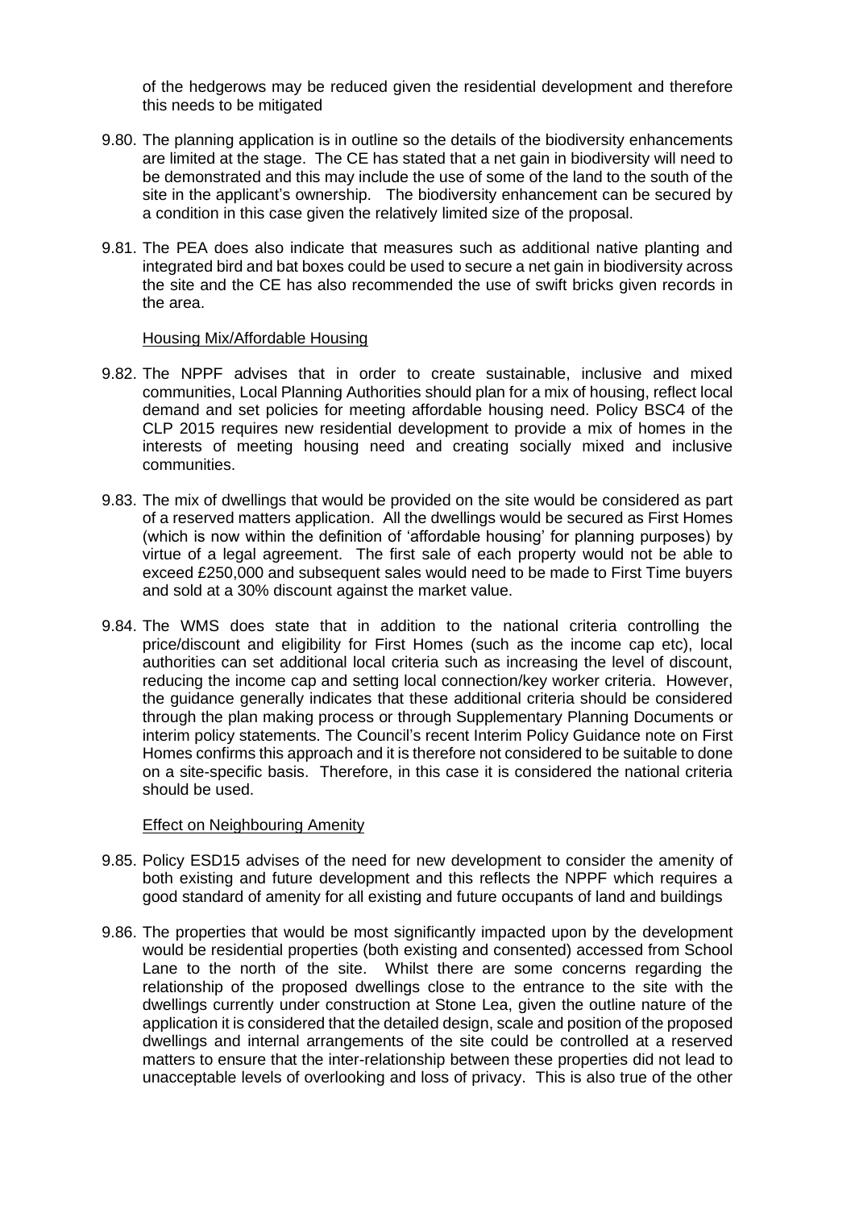of the hedgerows may be reduced given the residential development and therefore this needs to be mitigated

9.80. The planning application is in outline so the details of the biodiversity enhancements are limited at the stage. The CE has stated that a net gain in biodiversity will need to be demonstrated and this may include the use of some of the land to the south of the site in the applicant's ownership. The biodiversity enhancement can be secured by a condition in this case given the relatively limited size of the proposal.

9.81. The PEA does also indicate that measures such as additional native planting and integrated bird and bat boxes could be used to secure a net gain in biodiversity across the site and the CE has also recommended the use of swift bricks given records in the area.

Housing Mix/Affordable Housing

9.82. The NPPF advises that in order to create sustainable, inclusive and mixed communities, Local Planning Authorities should plan for a mix of housing, reflect local demand and set policies for meeting affordable housing need. Policy BSC4 of the CLP 2015 requires new residential development to provide a mix of homes in the interests of meeting housing need and creating socially mixed and inclusive communities.

9.83. The mix of dwellings that would be provided on the site would be considered as part of a reserved matters application. All the dwellings would be secured as First Homes (which is now within the definition of 'affordable housing' for planning purposes) by virtue of a legal agreement. The first sale of each property would not be able to exceed £250,000 and subsequent sales would need to be made to First Time buyers and sold at a 30% discount against the market value.

9.84. The WMS does state that in addition to the national criteria controlling the price/discount and eligibility for First Homes (such as the income cap etc), local authorities can set additional local criteria such as increasing the level of discount, reducing the income cap and setting local connection/key worker criteria. However, the guidance generally indicates that these additional criteria should be considered through the plan making process or through Supplementary Planning Documents or interim policy statements. The Council's recent Interim Policy Guidance note on First Homes confirms this approach and it is therefore not considered to be suitable to done on a site-specific basis. Therefore, in this case it is considered the national criteria should be used.

Effect on Neighbouring Amenity

9.85. Policy ESD15 advises of the need for new development to consider the amenity of both existing and future development and this reflects the NPPF which requires a good standard of amenity for all existing and future occupants of land and buildings

9.86. The properties that would be most significantly impacted upon by the development would be residential properties (both existing and consented) accessed from School Lane to the north of the site. Whilst there are some concerns regarding the relationship of the proposed dwellings close to the entrance to the site with the dwellings currently under construction at Stone Lea, given the outline nature of the application it is considered that the detailed design, scale and position of the proposed dwellings and internal arrangements of the site could be controlled at a reserved matters to ensure that the inter-relationship between these properties did not lead to unacceptable levels of overlooking and loss of privacy. This is also true of the other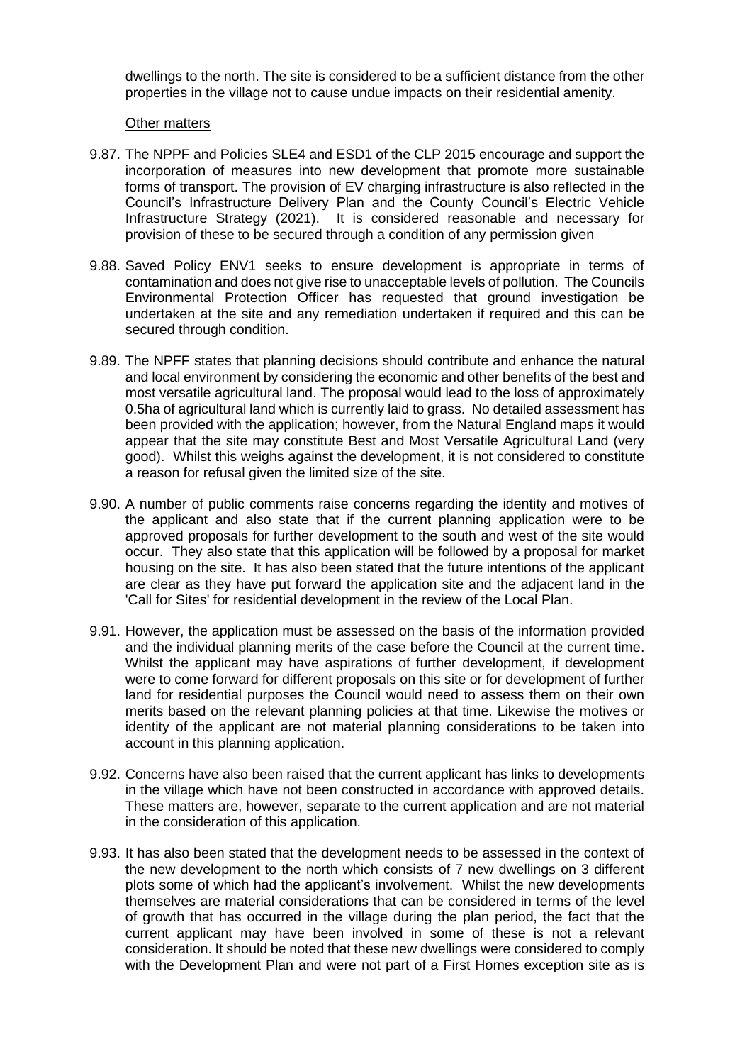dwellings to the north. The site is considered to be a sufficient distance from the other properties in the village not to cause undue impacts on their residential amenity.

Other matters

9.87. The NPPF and Policies SLE4 and ESD1 of the CLP 2015 encourage and support the incorporation of measures into new development that promote more sustainable forms of transport. The provision of EV charging infrastructure is also reflected in the Council's Infrastructure Delivery Plan and the County Council's Electric Vehicle Infrastructure Strategy (2021). It is considered reasonable and necessary for provision of these to be secured through a condition of any permission given

9.88. Saved Policy ENV1 seeks to ensure development is appropriate in terms of contamination and does not give rise to unacceptable levels of pollution. The Councils Environmental Protection Officer has requested that ground investigation be undertaken at the site and any remediation undertaken if required and this can be secured through condition.

9.89. The NPFF states that planning decisions should contribute and enhance the natural and local environment by considering the economic and other benefits of the best and most versatile agricultural land. The proposal would lead to the loss of approximately 0.5ha of agricultural land which is currently laid to grass. No detailed assessment has been provided with the application; however, from the Natural England maps it would appear that the site may constitute Best and Most Versatile Agricultural Land (very good). Whilst this weighs against the development, it is not considered to constitute a reason for refusal given the limited size of the site.

9.90. A number of public comments raise concerns regarding the identity and motives of the applicant and also state that if the current planning application were to be approved proposals for further development to the south and west of the site would occur. They also state that this application will be followed by a proposal for market housing on the site. It has also been stated that the future intentions of the applicant are clear as they have put forward the application site and the adjacent land in the 'Call for Sites' for residential development in the review of the Local Plan.

9.91. However, the application must be assessed on the basis of the information provided and the individual planning merits of the case before the Council at the current time. Whilst the applicant may have aspirations of further development, if development were to come forward for different proposals on this site or for development of further land for residential purposes the Council would need to assess them on their own merits based on the relevant planning policies at that time. Likewise the motives or identity of the applicant are not material planning considerations to be taken into account in this planning application.

9.92. Concerns have also been raised that the current applicant has links to developments in the village which have not been constructed in accordance with approved details. These matters are, however, separate to the current application and are not material in the consideration of this application.

9.93. It has also been stated that the development needs to be assessed in the context of the new development to the north which consists of 7 new dwellings on 3 different plots some of which had the applicant's involvement. Whilst the new developments themselves are material considerations that can be considered in terms of the level of growth that has occurred in the village during the plan period, the fact that the current applicant may have been involved in some of these is not a relevant consideration. It should be noted that these new dwellings were considered to comply with the Development Plan and were not part of a First Homes exception site as is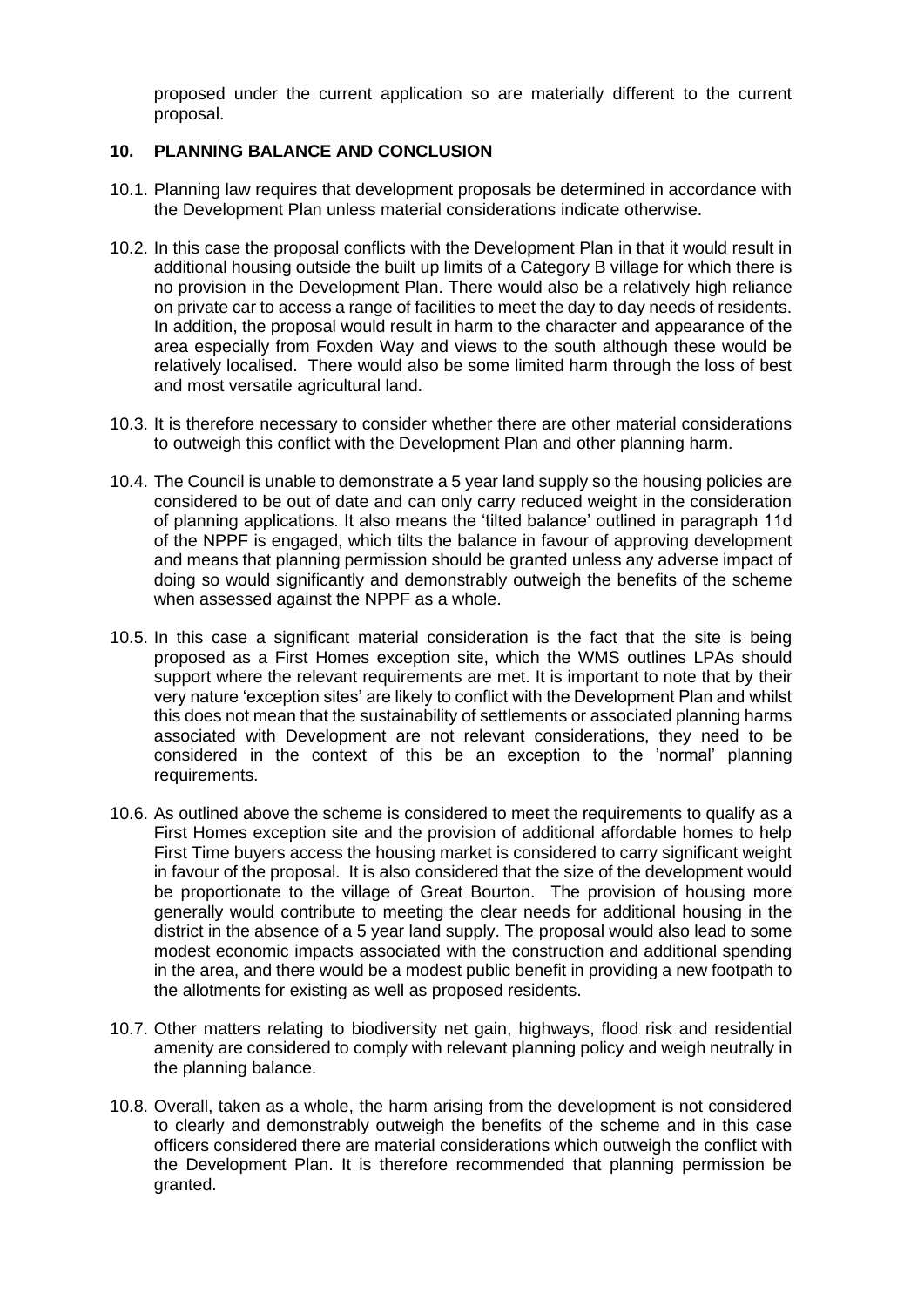proposed under the current application so are materially different to the current proposal.

## 10. PLANNING BALANCE AND CONCLUSION

10.1. Planning law requires that development proposals be determined in accordance with the Development Plan unless material considerations indicate otherwise.

10.2. In this case the proposal conflicts with the Development Plan in that it would result in additional housing outside the built up limits of a Category B village for which there is no provision in the Development Plan. There would also be a relatively high reliance on private car to access a range of facilities to meet the day to day needs of residents. In addition, the proposal would result in harm to the character and appearance of the area especially from Foxden Way and views to the south although these would be relatively localised. There would also be some limited harm through the loss of best and most versatile agricultural land.

10.3. It is therefore necessary to consider whether there are other material considerations to outweigh this conflict with the Development Plan and other planning harm.

10.4. The Council is unable to demonstrate a 5 year land supply so the housing policies are considered to be out of date and can only carry reduced weight in the consideration of planning applications. It also means the 'tilted balance' outlined in paragraph 11d of the NPPF is engaged, which tilts the balance in favour of approving development and means that planning permission should be granted unless any adverse impact of doing so would significantly and demonstrably outweigh the benefits of the scheme when assessed against the NPPF as a whole.

10.5. In this case a significant material consideration is the fact that the site is being proposed as a First Homes exception site, which the WMS outlines LPAs should support where the relevant requirements are met. It is important to note that by their very nature 'exception sites' are likely to conflict with the Development Plan and whilst this does not mean that the sustainability of settlements or associated planning harms associated with Development are not relevant considerations, they need to be considered in the context of this be an exception to the 'normal' planning requirements.

10.6. As outlined above the scheme is considered to meet the requirements to qualify as a First Homes exception site and the provision of additional affordable homes to help First Time buyers access the housing market is considered to carry significant weight in favour of the proposal. It is also considered that the size of the development would be proportionate to the village of Great Bourton. The provision of housing more generally would contribute to meeting the clear needs for additional housing in the district in the absence of a 5 year land supply. The proposal would also lead to some modest economic impacts associated with the construction and additional spending in the area, and there would be a modest public benefit in providing a new footpath to the allotments for existing as well as proposed residents.

10.7. Other matters relating to biodiversity net gain, highways, flood risk and residential amenity are considered to comply with relevant planning policy and weigh neutrally in the planning balance.

10.8. Overall, taken as a whole, the harm arising from the development is not considered to clearly and demonstrably outweigh the benefits of the scheme and in this case officers considered there are material considerations which outweigh the conflict with the Development Plan. It is therefore recommended that planning permission be granted.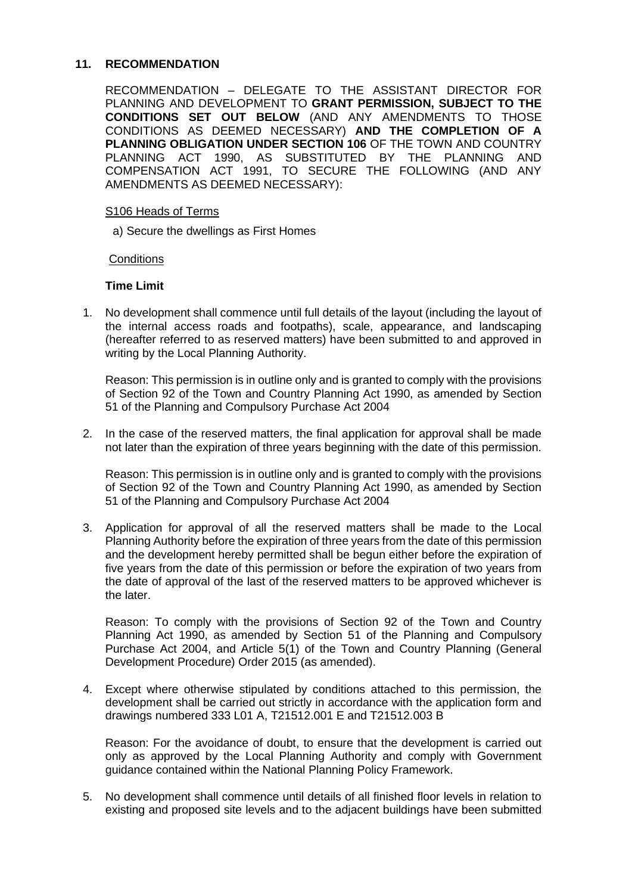## 11. RECOMMENDATION

RECOMMENDATION – DELEGATE TO THE ASSISTANT DIRECTOR FOR PLANNING AND DEVELOPMENT TO **GRANT PERMISSION, SUBJECT TO THE CONDITIONS SET OUT BELOW** (AND ANY AMENDMENTS TO THOSE CONDITIONS AS DEEMED NECESSARY) **AND THE COMPLETION OF A PLANNING OBLIGATION UNDER SECTION 106** OF THE TOWN AND COUNTRY PLANNING ACT 1990, AS SUBSTITUTED BY THE PLANNING AND COMPENSATION ACT 1991, TO SECURE THE FOLLOWING (AND ANY AMENDMENTS AS DEEMED NECESSARY):

S106 Heads of Terms

a) Secure the dwellings as First Homes

Conditions

**Time Limit**

1. No development shall commence until full details of the layout (including the layout of the internal access roads and footpaths), scale, appearance, and landscaping (hereafter referred to as reserved matters) have been submitted to and approved in writing by the Local Planning Authority.

   Reason: This permission is in outline only and is granted to comply with the provisions of Section 92 of the Town and Country Planning Act 1990, as amended by Section 51 of the Planning and Compulsory Purchase Act 2004

2. In the case of the reserved matters, the final application for approval shall be made not later than the expiration of three years beginning with the date of this permission.

   Reason: This permission is in outline only and is granted to comply with the provisions of Section 92 of the Town and Country Planning Act 1990, as amended by Section 51 of the Planning and Compulsory Purchase Act 2004

3. Application for approval of all the reserved matters shall be made to the Local Planning Authority before the expiration of three years from the date of this permission and the development hereby permitted shall be begun either before the expiration of five years from the date of this permission or before the expiration of two years from the date of approval of the last of the reserved matters to be approved whichever is the later.

   Reason: To comply with the provisions of Section 92 of the Town and Country Planning Act 1990, as amended by Section 51 of the Planning and Compulsory Purchase Act 2004, and Article 5(1) of the Town and Country Planning (General Development Procedure) Order 2015 (as amended).

4. Except where otherwise stipulated by conditions attached to this permission, the development shall be carried out strictly in accordance with the application form and drawings numbered 333 L01 A, T21512.001 E and T21512.003 B

   Reason: For the avoidance of doubt, to ensure that the development is carried out only as approved by the Local Planning Authority and comply with Government guidance contained within the National Planning Policy Framework.

5. No development shall commence until details of all finished floor levels in relation to existing and proposed site levels and to the adjacent buildings have been submitted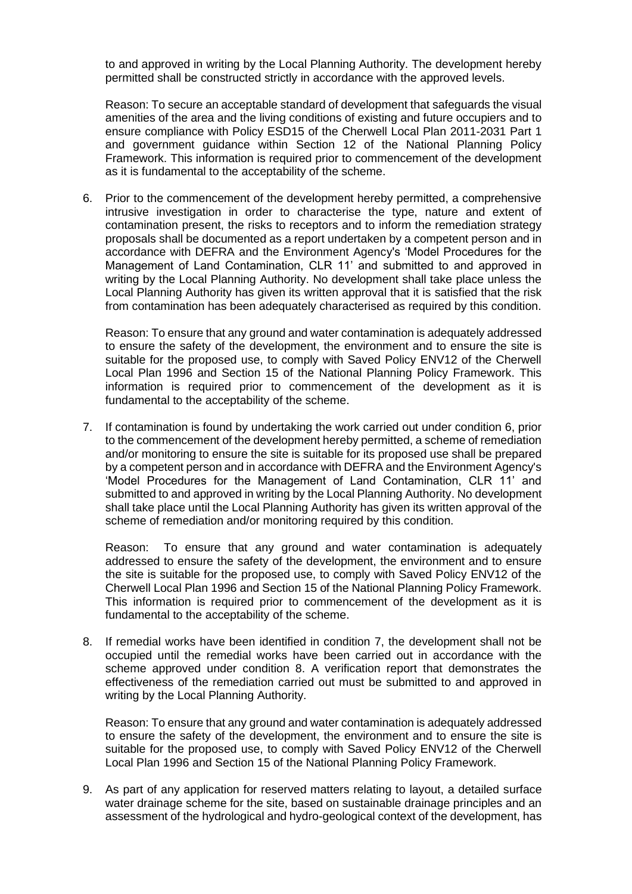to and approved in writing by the Local Planning Authority. The development hereby permitted shall be constructed strictly in accordance with the approved levels.

Reason: To secure an acceptable standard of development that safeguards the visual amenities of the area and the living conditions of existing and future occupiers and to ensure compliance with Policy ESD15 of the Cherwell Local Plan 2011-2031 Part 1 and government guidance within Section 12 of the National Planning Policy Framework. This information is required prior to commencement of the development as it is fundamental to the acceptability of the scheme.

6. Prior to the commencement of the development hereby permitted, a comprehensive intrusive investigation in order to characterise the type, nature and extent of contamination present, the risks to receptors and to inform the remediation strategy proposals shall be documented as a report undertaken by a competent person and in accordance with DEFRA and the Environment Agency's 'Model Procedures for the Management of Land Contamination, CLR 11' and submitted to and approved in writing by the Local Planning Authority. No development shall take place unless the Local Planning Authority has given its written approval that it is satisfied that the risk from contamination has been adequately characterised as required by this condition.

   Reason: To ensure that any ground and water contamination is adequately addressed to ensure the safety of the development, the environment and to ensure the site is suitable for the proposed use, to comply with Saved Policy ENV12 of the Cherwell Local Plan 1996 and Section 15 of the National Planning Policy Framework. This information is required prior to commencement of the development as it is fundamental to the acceptability of the scheme.

7. If contamination is found by undertaking the work carried out under condition 6, prior to the commencement of the development hereby permitted, a scheme of remediation and/or monitoring to ensure the site is suitable for its proposed use shall be prepared by a competent person and in accordance with DEFRA and the Environment Agency's 'Model Procedures for the Management of Land Contamination, CLR 11' and submitted to and approved in writing by the Local Planning Authority. No development shall take place until the Local Planning Authority has given its written approval of the scheme of remediation and/or monitoring required by this condition.

   Reason: To ensure that any ground and water contamination is adequately addressed to ensure the safety of the development, the environment and to ensure the site is suitable for the proposed use, to comply with Saved Policy ENV12 of the Cherwell Local Plan 1996 and Section 15 of the National Planning Policy Framework. This information is required prior to commencement of the development as it is fundamental to the acceptability of the scheme.

8. If remedial works have been identified in condition 7, the development shall not be occupied until the remedial works have been carried out in accordance with the scheme approved under condition 8. A verification report that demonstrates the effectiveness of the remediation carried out must be submitted to and approved in writing by the Local Planning Authority.

   Reason: To ensure that any ground and water contamination is adequately addressed to ensure the safety of the development, the environment and to ensure the site is suitable for the proposed use, to comply with Saved Policy ENV12 of the Cherwell Local Plan 1996 and Section 15 of the National Planning Policy Framework.

9. As part of any application for reserved matters relating to layout, a detailed surface water drainage scheme for the site, based on sustainable drainage principles and an assessment of the hydrological and hydro-geological context of the development, has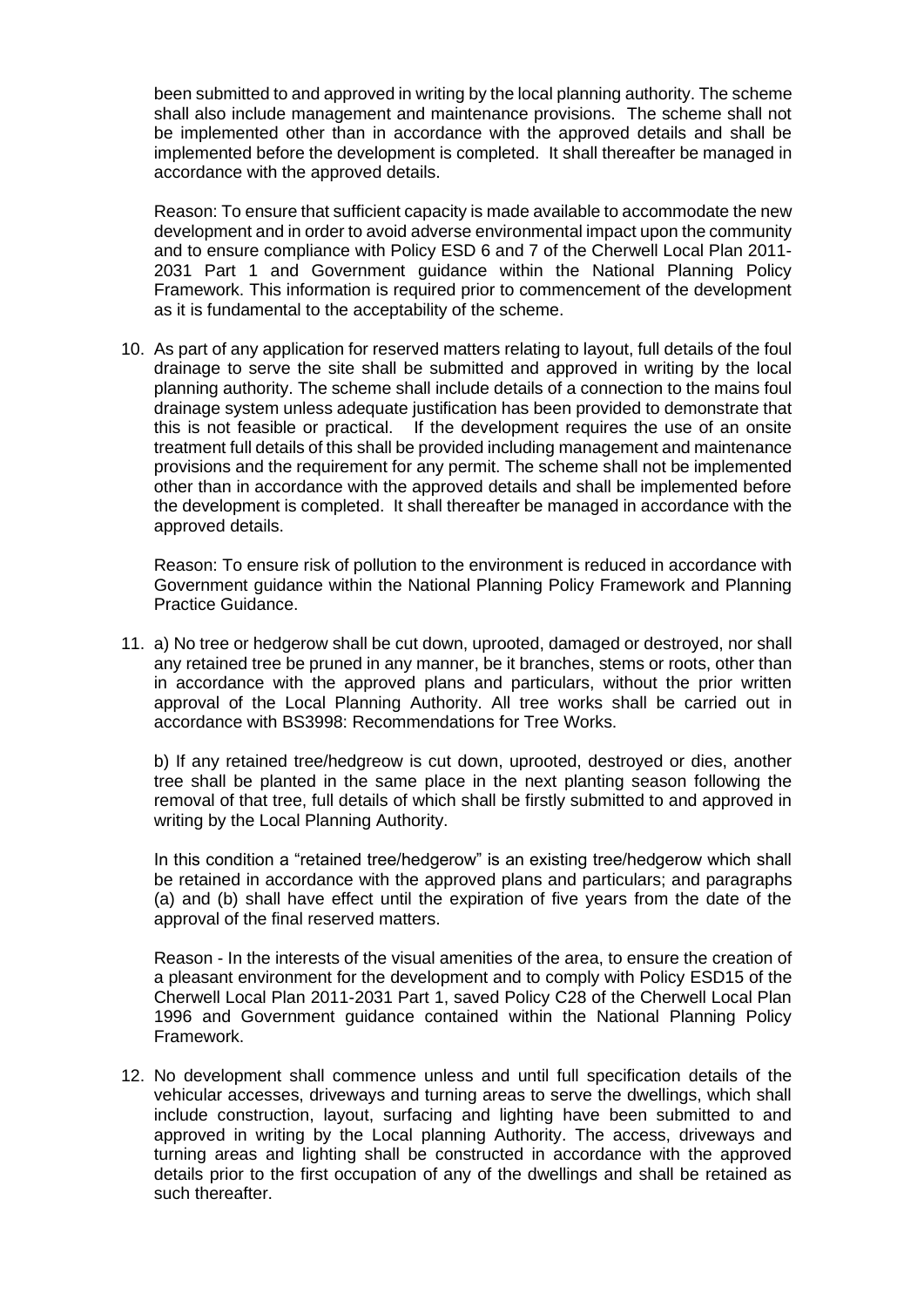been submitted to and approved in writing by the local planning authority. The scheme shall also include management and maintenance provisions. The scheme shall not be implemented other than in accordance with the approved details and shall be implemented before the development is completed. It shall thereafter be managed in accordance with the approved details.

Reason: To ensure that sufficient capacity is made available to accommodate the new development and in order to avoid adverse environmental impact upon the community and to ensure compliance with Policy ESD 6 and 7 of the Cherwell Local Plan 2011-2031 Part 1 and Government guidance within the National Planning Policy Framework. This information is required prior to commencement of the development as it is fundamental to the acceptability of the scheme.

10. As part of any application for reserved matters relating to layout, full details of the foul drainage to serve the site shall be submitted and approved in writing by the local planning authority. The scheme shall include details of a connection to the mains foul drainage system unless adequate justification has been provided to demonstrate that this is not feasible or practical. If the development requires the use of an onsite treatment full details of this shall be provided including management and maintenance provisions and the requirement for any permit. The scheme shall not be implemented other than in accordance with the approved details and shall be implemented before the development is completed. It shall thereafter be managed in accordance with the approved details.

   Reason: To ensure risk of pollution to the environment is reduced in accordance with Government guidance within the National Planning Policy Framework and Planning Practice Guidance.

11. a) No tree or hedgerow shall be cut down, uprooted, damaged or destroyed, nor shall any retained tree be pruned in any manner, be it branches, stems or roots, other than in accordance with the approved plans and particulars, without the prior written approval of the Local Planning Authority. All tree works shall be carried out in accordance with BS3998: Recommendations for Tree Works.

   b) If any retained tree/hedgreow is cut down, uprooted, destroyed or dies, another tree shall be planted in the same place in the next planting season following the removal of that tree, full details of which shall be firstly submitted to and approved in writing by the Local Planning Authority.

   In this condition a "retained tree/hedgerow" is an existing tree/hedgerow which shall be retained in accordance with the approved plans and particulars; and paragraphs (a) and (b) shall have effect until the expiration of five years from the date of the approval of the final reserved matters.

   Reason - In the interests of the visual amenities of the area, to ensure the creation of a pleasant environment for the development and to comply with Policy ESD15 of the Cherwell Local Plan 2011-2031 Part 1, saved Policy C28 of the Cherwell Local Plan 1996 and Government guidance contained within the National Planning Policy Framework.

12. No development shall commence unless and until full specification details of the vehicular accesses, driveways and turning areas to serve the dwellings, which shall include construction, layout, surfacing and lighting have been submitted to and approved in writing by the Local planning Authority. The access, driveways and turning areas and lighting shall be constructed in accordance with the approved details prior to the first occupation of any of the dwellings and shall be retained as such thereafter.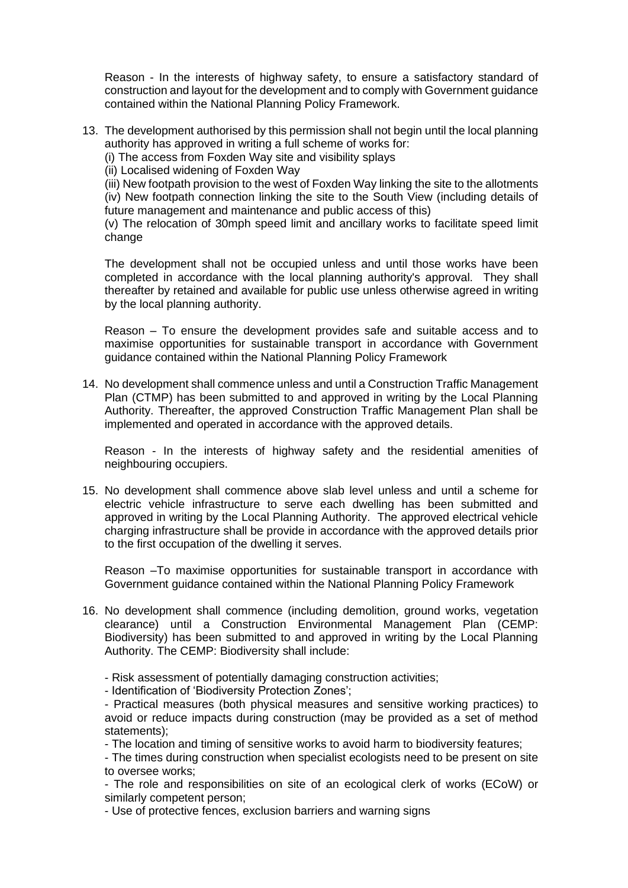Reason - In the interests of highway safety, to ensure a satisfactory standard of construction and layout for the development and to comply with Government guidance contained within the National Planning Policy Framework.

13. The development authorised by this permission shall not begin until the local planning authority has approved in writing a full scheme of works for:

    (i) The access from Foxden Way site and visibility splays
    (ii) Localised widening of Foxden Way
    (iii) New footpath provision to the west of Foxden Way linking the site to the allotments
    (iv) New footpath connection linking the site to the South View (including details of future management and maintenance and public access of this)
    (v) The relocation of 30mph speed limit and ancillary works to facilitate speed limit change

    The development shall not be occupied unless and until those works have been completed in accordance with the local planning authority's approval. They shall thereafter by retained and available for public use unless otherwise agreed in writing by the local planning authority.

    Reason – To ensure the development provides safe and suitable access and to maximise opportunities for sustainable transport in accordance with Government guidance contained within the National Planning Policy Framework

14. No development shall commence unless and until a Construction Traffic Management Plan (CTMP) has been submitted to and approved in writing by the Local Planning Authority. Thereafter, the approved Construction Traffic Management Plan shall be implemented and operated in accordance with the approved details.

    Reason - In the interests of highway safety and the residential amenities of neighbouring occupiers.

15. No development shall commence above slab level unless and until a scheme for electric vehicle infrastructure to serve each dwelling has been submitted and approved in writing by the Local Planning Authority. The approved electrical vehicle charging infrastructure shall be provide in accordance with the approved details prior to the first occupation of the dwelling it serves.

    Reason –To maximise opportunities for sustainable transport in accordance with Government guidance contained within the National Planning Policy Framework

16. No development shall commence (including demolition, ground works, vegetation clearance) until a Construction Environmental Management Plan (CEMP: Biodiversity) has been submitted to and approved in writing by the Local Planning Authority. The CEMP: Biodiversity shall include:

    - Risk assessment of potentially damaging construction activities;
    - Identification of 'Biodiversity Protection Zones';
    - Practical measures (both physical measures and sensitive working practices) to avoid or reduce impacts during construction (may be provided as a set of method statements);
    - The location and timing of sensitive works to avoid harm to biodiversity features;
    - The times during construction when specialist ecologists need to be present on site to oversee works;
    - The role and responsibilities on site of an ecological clerk of works (ECoW) or similarly competent person;
    - Use of protective fences, exclusion barriers and warning signs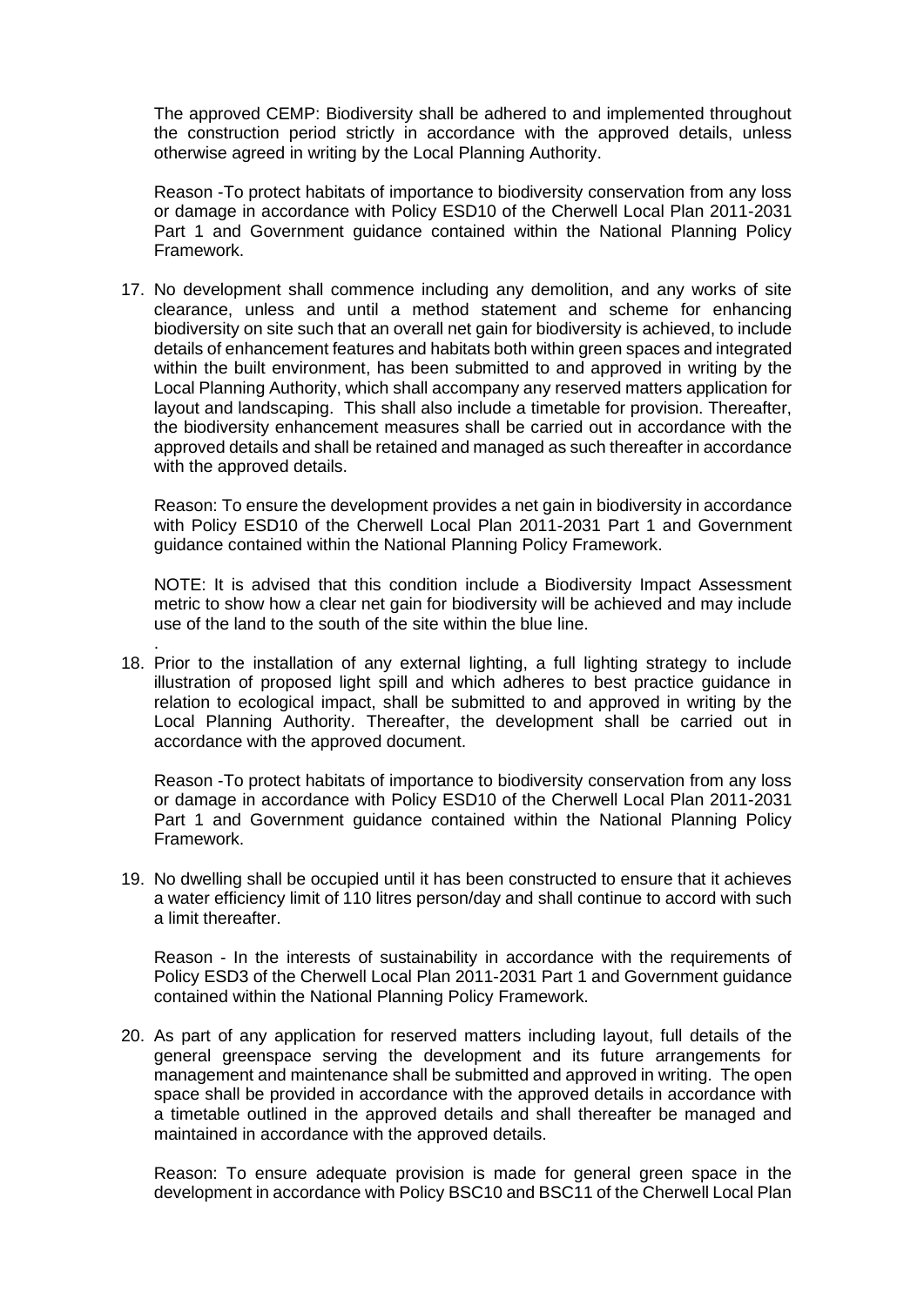The approved CEMP: Biodiversity shall be adhered to and implemented throughout the construction period strictly in accordance with the approved details, unless otherwise agreed in writing by the Local Planning Authority.

Reason -To protect habitats of importance to biodiversity conservation from any loss or damage in accordance with Policy ESD10 of the Cherwell Local Plan 2011-2031 Part 1 and Government guidance contained within the National Planning Policy Framework.

17. No development shall commence including any demolition, and any works of site clearance, unless and until a method statement and scheme for enhancing biodiversity on site such that an overall net gain for biodiversity is achieved, to include details of enhancement features and habitats both within green spaces and integrated within the built environment, has been submitted to and approved in writing by the Local Planning Authority, which shall accompany any reserved matters application for layout and landscaping. This shall also include a timetable for provision. Thereafter, the biodiversity enhancement measures shall be carried out in accordance with the approved details and shall be retained and managed as such thereafter in accordance with the approved details.

    Reason: To ensure the development provides a net gain in biodiversity in accordance with Policy ESD10 of the Cherwell Local Plan 2011-2031 Part 1 and Government guidance contained within the National Planning Policy Framework.

    NOTE: It is advised that this condition include a Biodiversity Impact Assessment metric to show how a clear net gain for biodiversity will be achieved and may include use of the land to the south of the site within the blue line.

18. Prior to the installation of any external lighting, a full lighting strategy to include illustration of proposed light spill and which adheres to best practice guidance in relation to ecological impact, shall be submitted to and approved in writing by the Local Planning Authority. Thereafter, the development shall be carried out in accordance with the approved document.

    Reason -To protect habitats of importance to biodiversity conservation from any loss or damage in accordance with Policy ESD10 of the Cherwell Local Plan 2011-2031 Part 1 and Government guidance contained within the National Planning Policy Framework.

19. No dwelling shall be occupied until it has been constructed to ensure that it achieves a water efficiency limit of 110 litres person/day and shall continue to accord with such a limit thereafter.

    Reason - In the interests of sustainability in accordance with the requirements of Policy ESD3 of the Cherwell Local Plan 2011-2031 Part 1 and Government guidance contained within the National Planning Policy Framework.

20. As part of any application for reserved matters including layout, full details of the general greenspace serving the development and its future arrangements for management and maintenance shall be submitted and approved in writing. The open space shall be provided in accordance with the approved details in accordance with a timetable outlined in the approved details and shall thereafter be managed and maintained in accordance with the approved details.

    Reason: To ensure adequate provision is made for general green space in the development in accordance with Policy BSC10 and BSC11 of the Cherwell Local Plan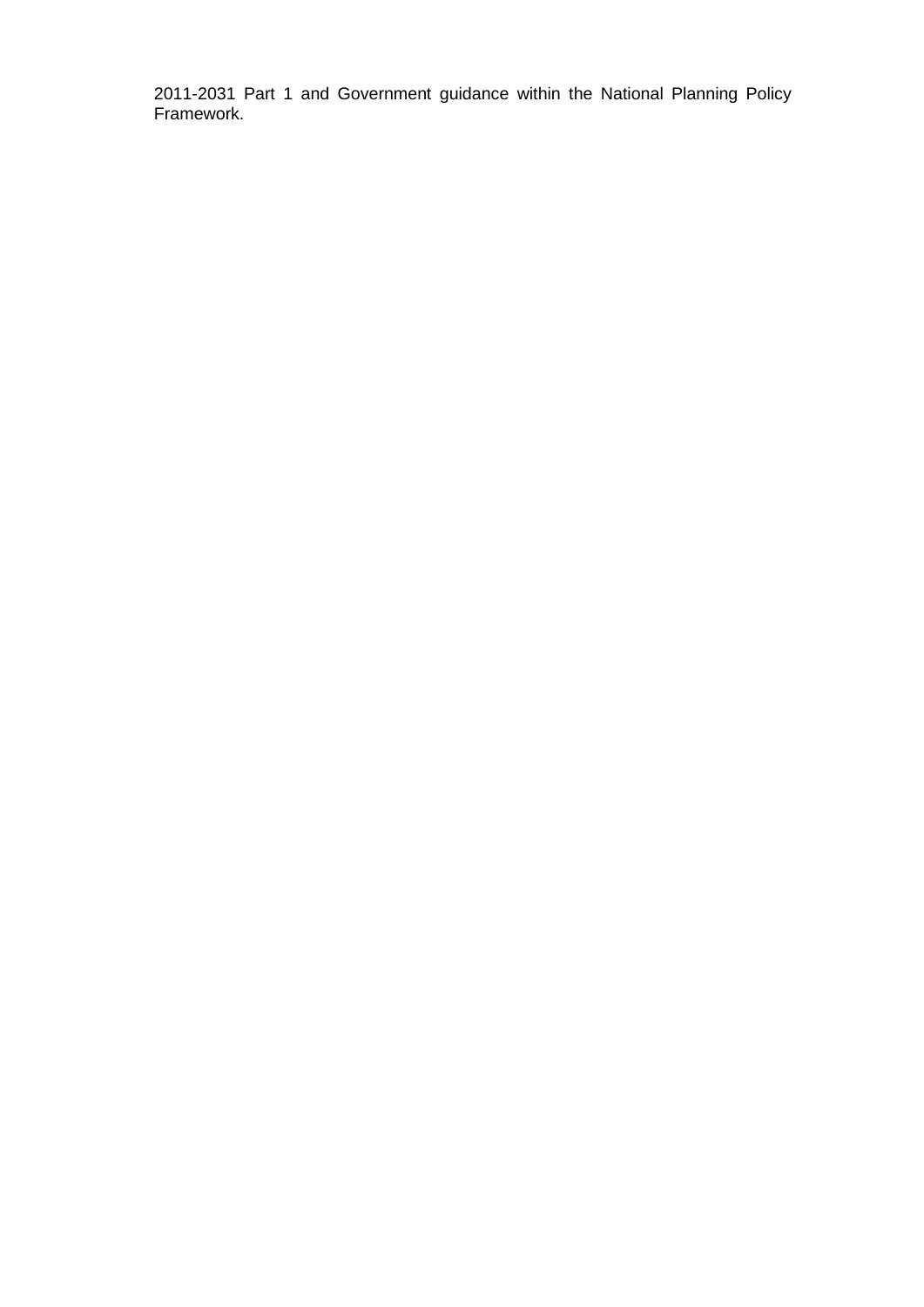2011-2031 Part 1 and Government guidance within the National Planning Policy Framework.